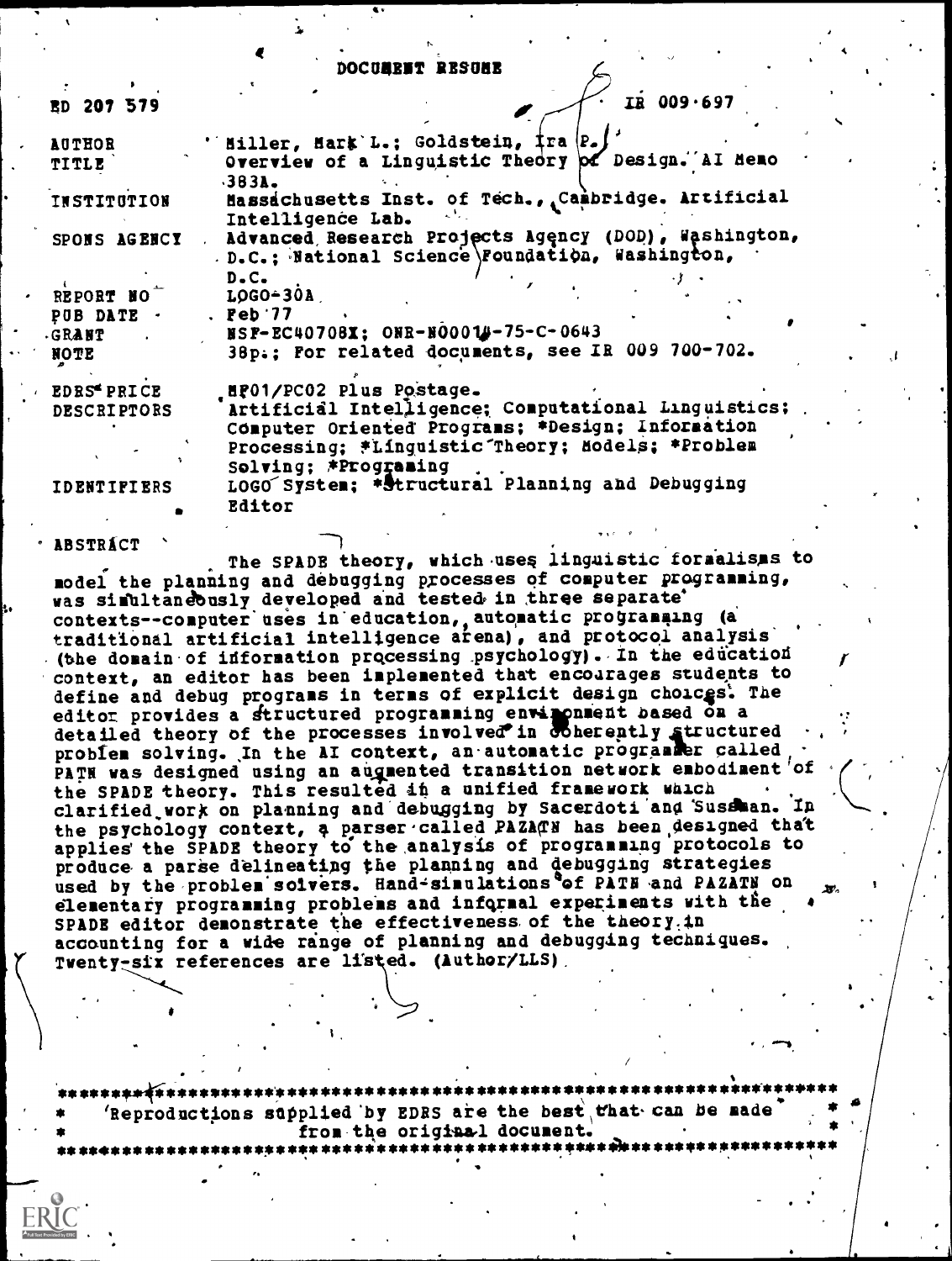# DOCUMENT RESUME

| | |
|---|---|
| ED 207 579 | IR 009 697 |
| AUTHOR | Miller, Mark L.; Goldstein, Ira P. |
| TITLE | Overview of a Linguistic Theory of Design. AI Memo 383A. |
| INSTITUTION | Massachusetts Inst. of Tech., Cambridge. Artificial Intelligence Lab. |
| SPONS AGENCY | Advanced Research Projects Agency (DOD), Washington, D.C.; National Science Foundation, Washington, D.C. |
| REPORT NO | LOGO-30A |
| PUB DATE | Feb 77 |
| GRANT | NSF-EC40708X; ONR-N00014-75-C-0643 |
| NOTE | 38p.; For related documents, see IR 009 700-702. |
| EDRS PRICE | MF01/PC02 Plus Postage. |
| DESCRIPTORS | Artificial Intelligence; Computational Linguistics; Computer Oriented Programs; *Design; Information Processing; *Linguistic Theory; Models; *Problem Solving; *Programing |
| IDENTIFIERS | LOGO System; *Structural Planning and Debugging Editor |

## ABSTRACT

The SPADE theory, which uses linguistic formalisms to model the planning and debugging processes of computer programming, was simultaneously developed and tested in three separate contexts--computer uses in education, automatic programming (a traditional artificial intelligence arena), and protocol analysis (the domain of information processing psychology). In the education context, an editor has been implemented that encourages students to define and debug programs in terms of explicit design choices. The editor provides a structured programming environment based on a detailed theory of the processes involved in coherently structured problem solving. In the AI context, an automatic programmer called PATN was designed using an augmented transition network embodiment of the SPADE theory. This resulted in a unified framework which clarified work on planning and debugging by Sacerdoti and Sussman. In the psychology context, a parser called PAZATN has been designed that applies the SPADE theory to the analysis of programming protocols to produce a parse delineating the planning and debugging strategies used by the problem solvers. Hand-simulations of PATN and PAZATN on elementary programming problems and informal experiments with the SPADE editor demonstrate the effectiveness of the theory in accounting for a wide range of planning and debugging techniques. Twenty-six references are listed. (Author/LLS)

---

* Reproductions supplied by EDRS are the best that can be made from the original document.

---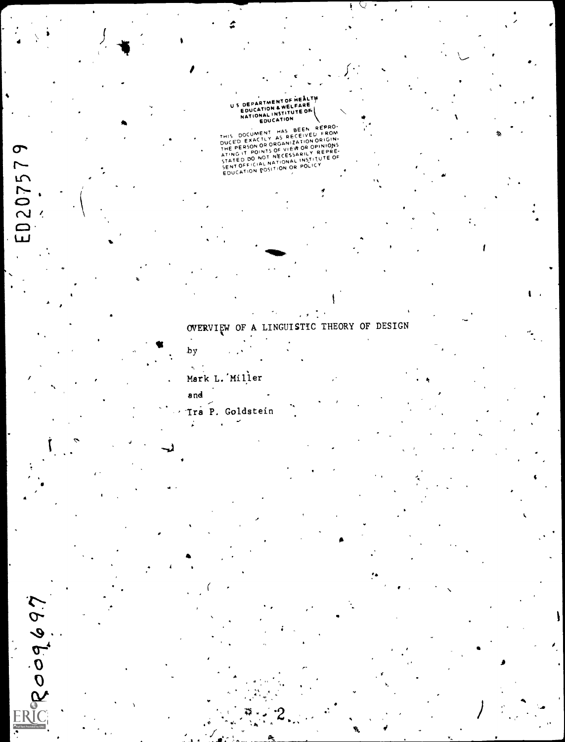U S DEPARTMENT OF HEALTH
EDUCATION & WELFARE
NATIONAL INSTITUTE OF
EDUCATION

THIS DOCUMENT HAS BEEN REPRODUCED EXACTLY AS RECEIVED FROM THE PERSON OR ORGANIZATION ORIGINATING IT POINTS OF VIEW OR OPINIONS STATED DO NOT NECESSARILY REPRESENT OFFICIAL NATIONAL INSTITUTE OF EDUCATION POSITION OR POLICY

ED207579

# OVERVIEW OF A LINGUISTIC THEORY OF DESIGN

by

Mark L. Miller

and

Ira P. Goldstein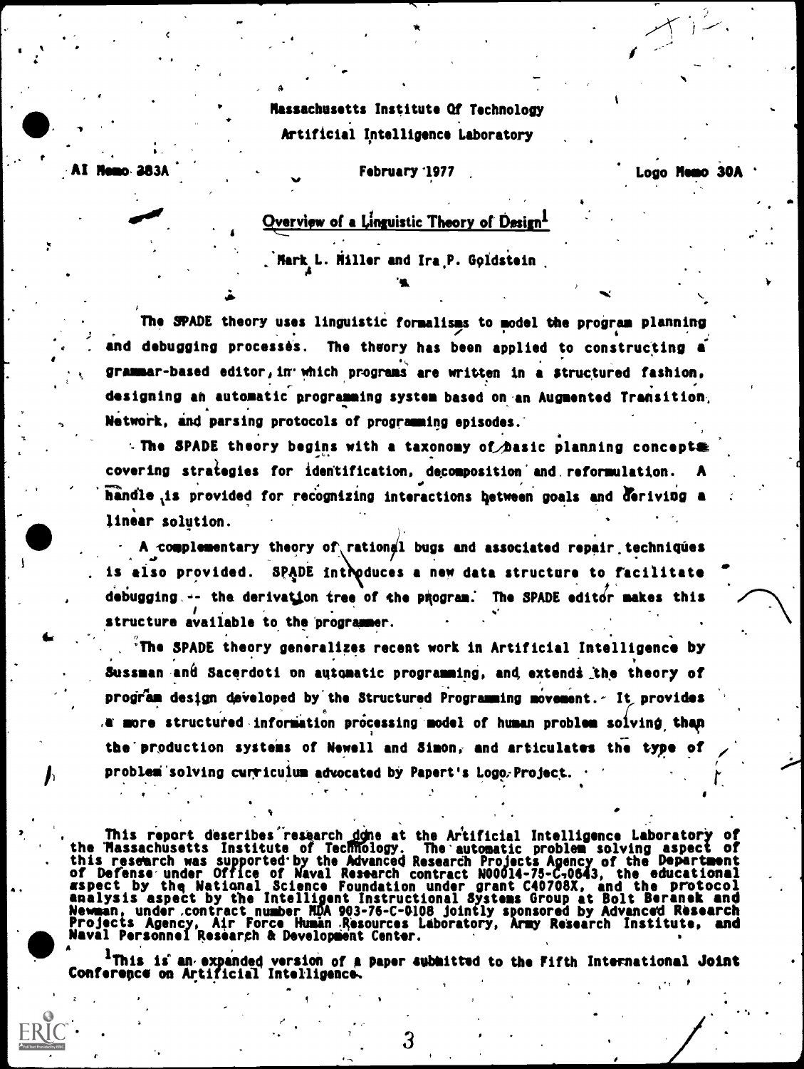Massachusetts Institute Of Technology
Artificial Intelligence Laboratory

AI Memo 383A — February 1977 — Logo Memo 30A

# Overview of a Linguistic Theory of Design[1]

Mark L. Miller and Ira P. Goldstein

The SPADE theory uses linguistic formalisms to model the program planning and debugging processes. The theory has been applied to constructing a grammar-based editor, in which programs are written in a structured fashion, designing an automatic programming system based on an Augmented Transition Network, and parsing protocols of programming episodes.

The SPADE theory begins with a taxonomy of basic planning concepts covering strategies for identification, decomposition and reformulation. A handle is provided for recognizing interactions between goals and deriving a linear solution.

A complementary theory of rational bugs and associated repair techniques is also provided. SPADE introduces a new data structure to facilitate debugging -- the derivation tree of the program. The SPADE editor makes this structure available to the programmer.

The SPADE theory generalizes recent work in Artificial Intelligence by Sussman and Sacerdoti on automatic programming, and extends the theory of program design developed by the Structured Programming movement. It provides a more structured information processing model of human problem solving than the production systems of Newell and Simon, and articulates the type of problem solving curriculum advocated by Papert's Logo Project.

This report describes research done at the Artificial Intelligence Laboratory of the Massachusetts Institute of Technology. The automatic problem solving aspect of this research was supported by the Advanced Research Projects Agency of the Department of Defense under Office of Naval Research contract N00014-75-C-0643, the educational aspect by the National Science Foundation under grant C40708X, and the protocol analysis aspect by the Intelligent Instructional Systems Group at Bolt Beranek and Newman, under contract number MDA 903-76-C-0108 jointly sponsored by Advanced Research Projects Agency, Air Force Human Resources Laboratory, Army Research Institute, and Naval Personnel Research & Development Center.

[1] This is an expanded version of a paper submitted to the Fifth International Joint Conference on Artificial Intelligence.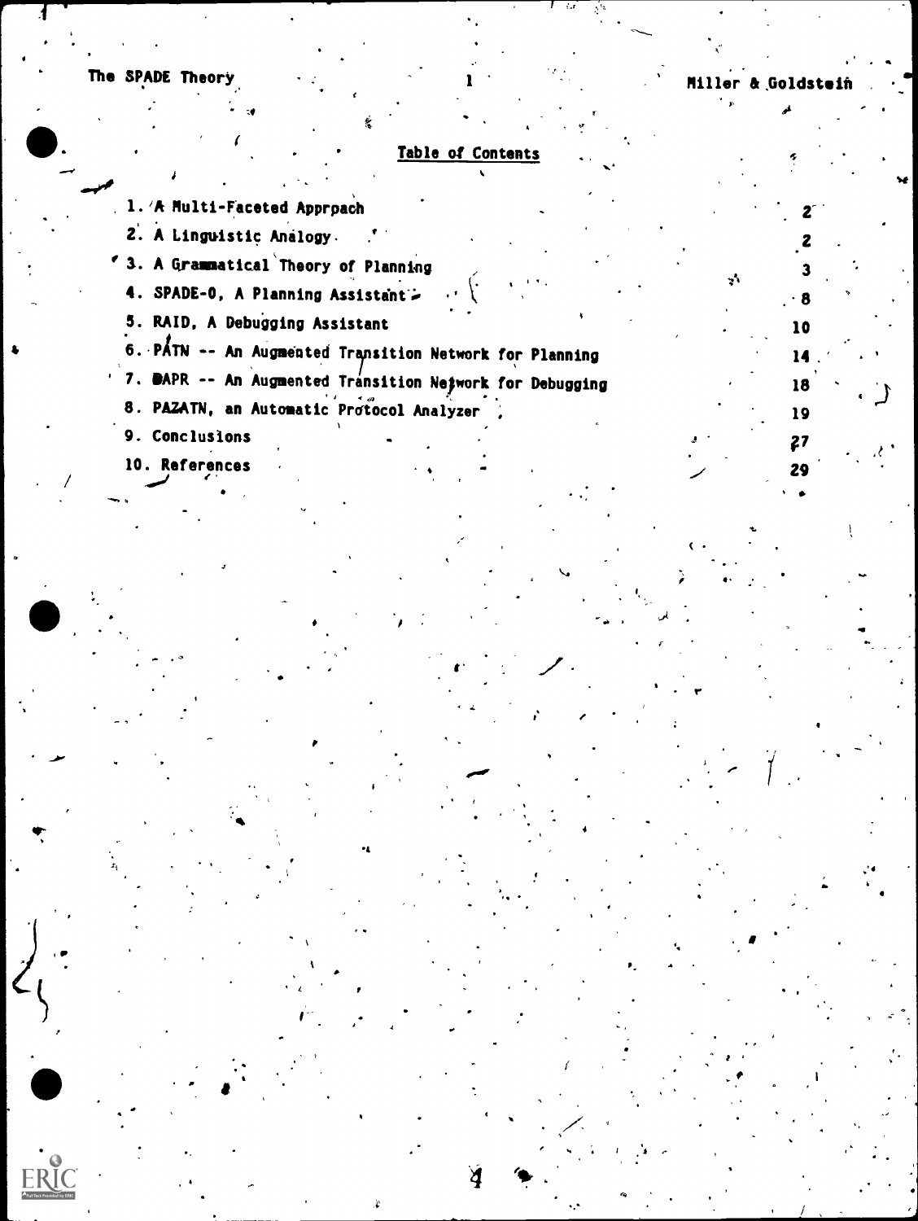## Table of Contents

| | |
|---|---|
| 1. A Multi-Faceted Apprpach | 2 |
| 2. A Linguistic Analogy | 2 |
| 3. A Grammatical Theory of Planning | 3 |
| 4. SPADE-0, A Planning Assistant | 8 |
| 5. RAID, A Debugging Assistant | 10 |
| 6. PATN -- An Augmented Transition Network for Planning | 14 |
| 7. DAPR -- An Augmented Transition Network for Debugging | 18 |
| 8. PAZATN, an Automatic Protocol Analyzer | 19 |
| 9. Conclusions | 27 |
| 10. References | 29 |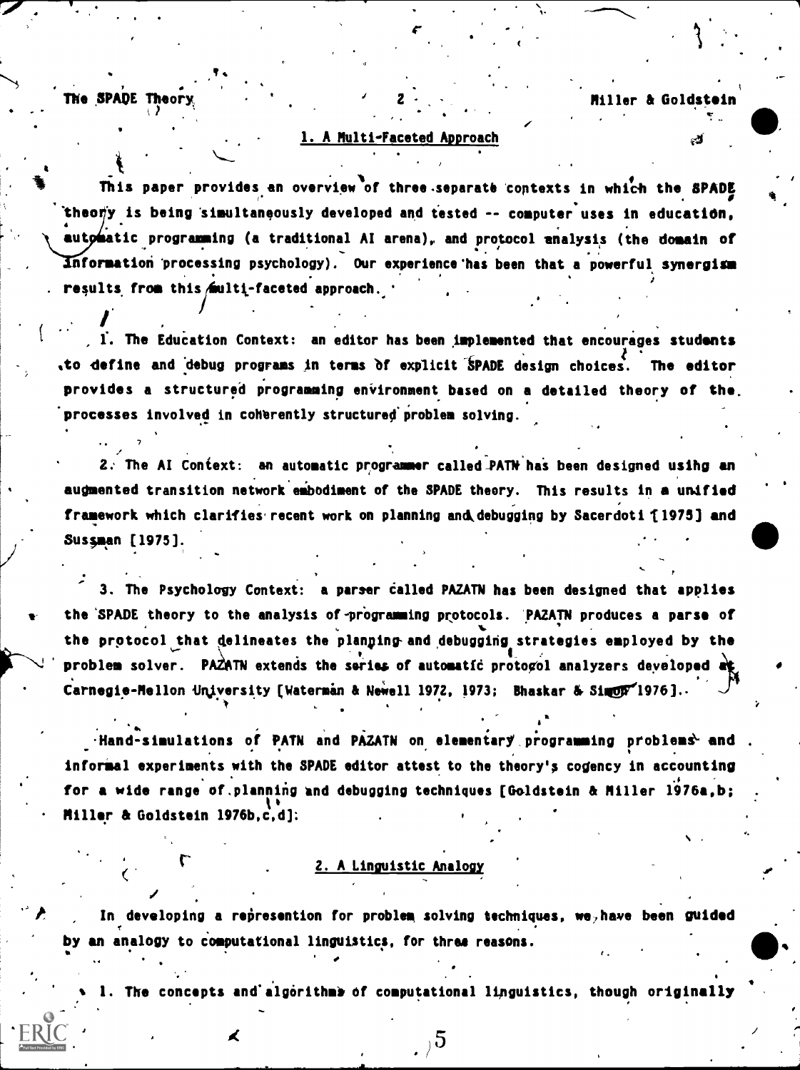## 1. A Multi-Faceted Approach

This paper provides an overview of three separate contexts in which the SPADE theory is being simultaneously developed and tested -- computer uses in education, automatic programming (a traditional AI arena), and protocol analysis (the domain of information processing psychology). Our experience has been that a powerful synergism results from this multi-faceted approach.

1. The Education Context: an editor has been implemented that encourages students to define and debug programs in terms of explicit SPADE design choices. The editor provides a structured programming environment based on a detailed theory of the processes involved in coherently structured problem solving.

2. The AI Context: an automatic programmer called PATN has been designed using an augmented transition network embodiment of the SPADE theory. This results in a unified framework which clarifies recent work on planning and debugging by Sacerdoti [1975] and Sussman [1975].

3. The Psychology Context: a parser called PAZATN has been designed that applies the SPADE theory to the analysis of programming protocols. PAZATN produces a parse of the protocol that delineates the planning and debugging strategies employed by the problem solver. PAZATN extends the series of automatic protocol analyzers developed at Carnegie-Mellon University [Waterman & Newell 1972, 1973; Bhaskar & Simon 1976].

Hand-simulations of PATN and PAZATN on elementary programming problems and informal experiments with the SPADE editor attest to the theory's cogency in accounting for a wide range of planning and debugging techniques [Goldstein & Miller 1976a,b; Miller & Goldstein 1976b,c,d].

## 2. A Linguistic Analogy

In developing a represention for problem solving techniques, we have been guided by an analogy to computational linguistics, for three reasons.

1. The concepts and algorithms of computational linguistics, though originally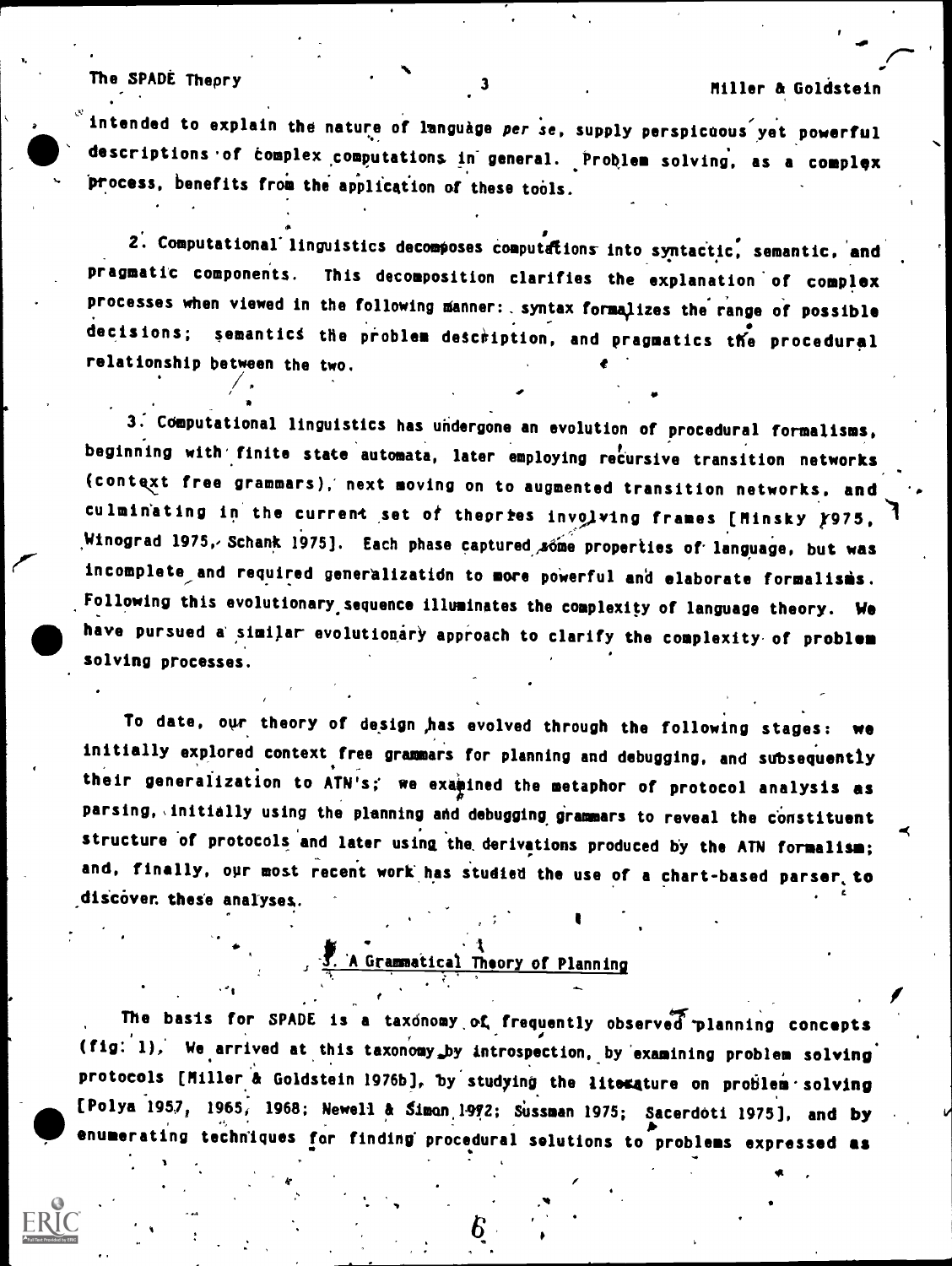intended to explain the nature of language *per se*, supply perspicuous yet powerful descriptions of complex computations in general. Problem solving, as a complex process, benefits from the application of these tools.

2. Computational linguistics decomposes computations into syntactic, semantic, and pragmatic components. This decomposition clarifies the explanation of complex processes when viewed in the following manner: syntax formalizes the range of possible decisions; semantics the problem description, and pragmatics the procedural relationship between the two.

3. Computational linguistics has undergone an evolution of procedural formalisms, beginning with finite state automata, later employing recursive transition networks (context free grammars), next moving on to augmented transition networks, and culminating in the current set of theories involving frames [Minsky 1975, Winograd 1975, Schank 1975]. Each phase captured some properties of language, but was incomplete and required generalization to more powerful and elaborate formalisms. Following this evolutionary sequence illuminates the complexity of language theory. We have pursued a similar evolutionary approach to clarify the complexity of problem solving processes.

To date, our theory of design has evolved through the following stages: we initially explored context free grammars for planning and debugging, and subsequently their generalization to ATN's; we examined the metaphor of protocol analysis as parsing, initially using the planning and debugging grammars to reveal the constituent structure of protocols and later using the derivations produced by the ATN formalism; and, finally, our most recent work has studied the use of a chart-based parser to discover these analyses.

## 3. A Grammatical Theory of Planning

The basis for SPADE is a taxonomy of frequently observed planning concepts (fig. 1). We arrived at this taxonomy by introspection, by examining problem solving protocols [Miller & Goldstein 1976b], by studying the literature on problem solving [Polya 1957, 1965, 1968; Newell & Simon 1972; Sussman 1975; Sacerdoti 1975], and by enumerating techniques for finding procedural solutions to problems expressed as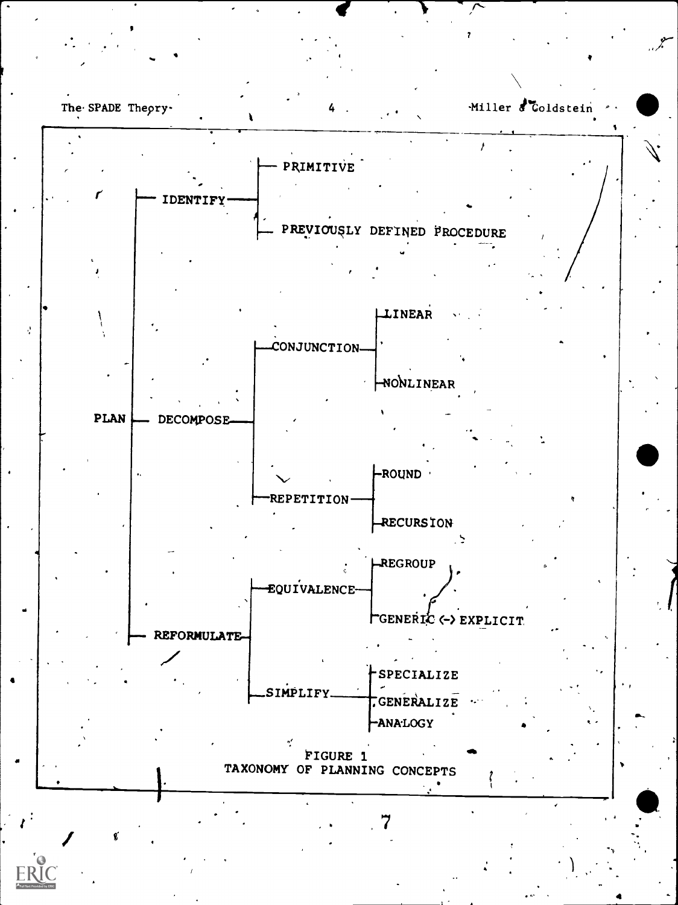```
PLAN
├── IDENTIFY
│   ├── PRIMITIVE
│   └── PREVIOUSLY DEFINED PROCEDURE
├── DECOMPOSE
│   ├── CONJUNCTION
│   │   ├── LINEAR
│   │   └── NONLINEAR
│   └── REPETITION
│       ├── ROUND
│       └── RECURSION
└── REFORMULATE
    ├── EQUIVALENCE
    │   ├── REGROUP
    │   └── GENERIC <-> EXPLICIT
    └── SIMPLIFY
        ├── SPECIALIZE
        ├── GENERALIZE
        └── ANALOGY
```

FIGURE 1
TAXONOMY OF PLANNING CONCEPTS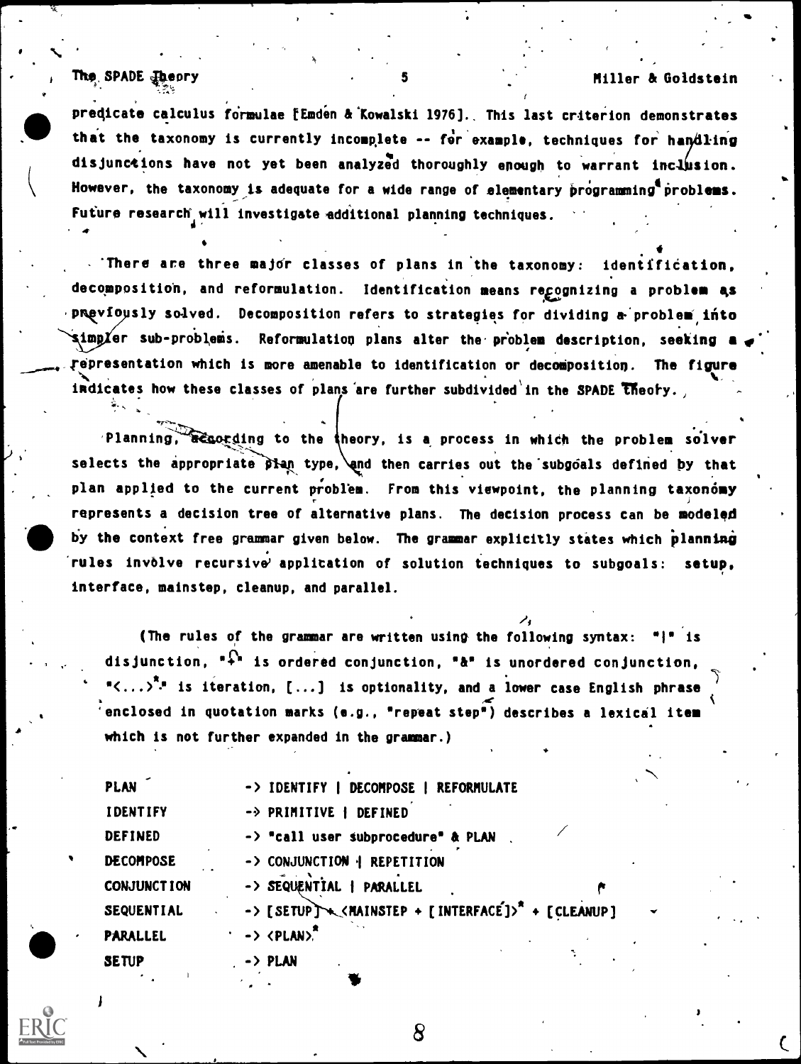predicate calculus formulae [Emden & Kowalski 1976]. This last criterion demonstrates that the taxonomy is currently incomplete -- for example, techniques for handling disjunctions have not yet been analyzed thoroughly enough to warrant inclusion. However, the taxonomy is adequate for a wide range of elementary programming problems. Future research will investigate additional planning techniques.

There are three major classes of plans in the taxonomy: identification, decomposition, and reformulation. Identification means recognizing a problem as previously solved. Decomposition refers to strategies for dividing a problem into simpler sub-problems. Reformulation plans alter the problem description, seeking a representation which is more amenable to identification or decomposition. The figure indicates how these classes of plans are further subdivided in the SPADE Theory.

Planning, according to the theory, is a process in which the problem solver selects the appropriate plan type, and then carries out the subgoals defined by that plan applied to the current problem. From this viewpoint, the planning taxonomy represents a decision tree of alternative plans. The decision process can be modeled by the context free grammar given below. The grammar explicitly states which planning rules involve recursive application of solution techniques to subgoals: setup, interface, mainstep, cleanup, and parallel.

(The rules of the grammar are written using the following syntax: "|" is disjunction, "+" is ordered conjunction, "&" is unordered conjunction, "<...>*" is iteration, [...] is optionality, and a lower case English phrase enclosed in quotation marks (e.g., "repeat step") describes a lexical item which is not further expanded in the grammar.)

```
PLAN         -> IDENTIFY | DECOMPOSE | REFORMULATE
IDENTIFY     -> PRIMITIVE | DEFINED
DEFINED      -> "call user subprocedure" & PLAN
DECOMPOSE    -> CONJUNCTION | REPETITION
CONJUNCTION  -> SEQUENTIAL | PARALLEL
SEQUENTIAL   -> [SETUP] + <MAINSTEP + [INTERFACE]>* + [CLEANUP]
PARALLEL     -> <PLAN>*
SETUP        -> PLAN
```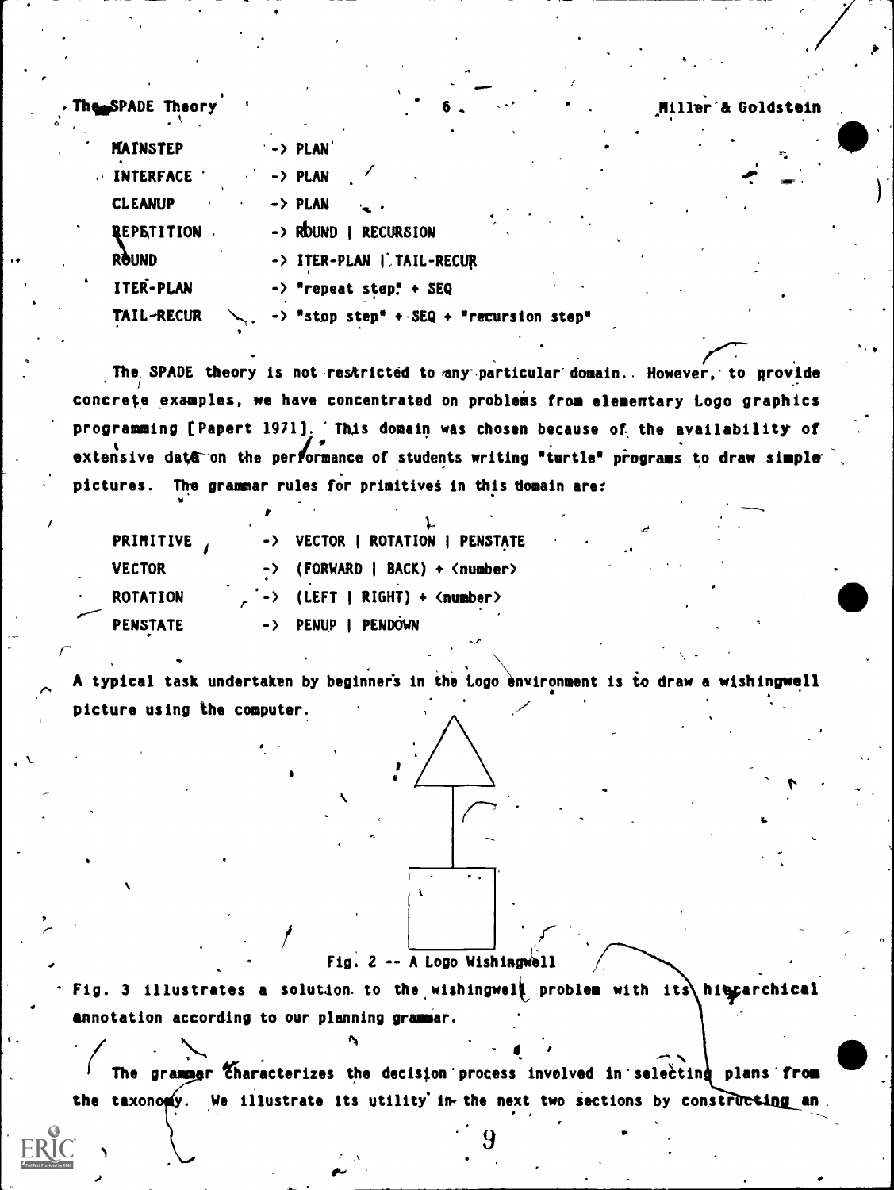```
MAINSTEP      -> PLAN
INTERFACE     -> PLAN
CLEANUP       -> PLAN
REPETITION    -> ROUND | RECURSION
ROUND         -> ITER-PLAN | TAIL-RECUR
ITER-PLAN     -> "repeat step" + SEQ
TAIL-RECUR    -> "stop step" + SEQ + "recursion step"
```

The SPADE theory is not restricted to any particular domain. However, to provide concrete examples, we have concentrated on problems from elementary Logo graphics programming [Papert 1971]. This domain was chosen because of the availability of extensive data on the performance of students writing "turtle" programs to draw simple pictures. The grammar rules for primitives in this domain are:

```
PRIMITIVE     -> VECTOR | ROTATION | PENSTATE
VECTOR        -> (FORWARD | BACK) + <number>
ROTATION      -> (LEFT | RIGHT) + <number>
PENSTATE      -> PENUP | PENDOWN
```

A typical task undertaken by beginners in the Logo environment is to draw a wishingwell picture using the computer.

Fig. 2 -- A Logo Wishingwell

Fig. 3 illustrates a solution to the wishingwell problem with its hierarchical annotation according to our planning grammar.

The grammar characterizes the decision process involved in selecting plans from the taxonomy. We illustrate its utility in the next two sections by constructing an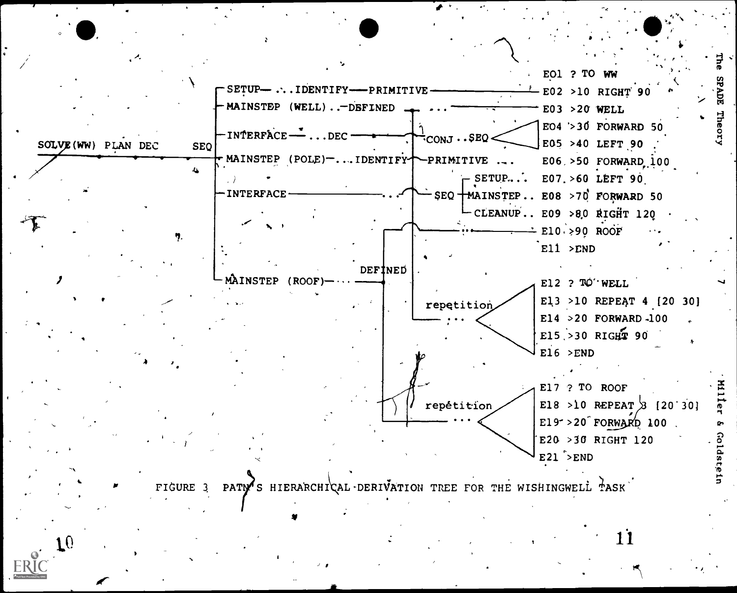```
                                                                    E01 ? TO WW
              ┌SETUP—...IDENTIFY——PRIMITIVE————————————————————————— E02 >10 RIGHT 90
              ├MAINSTEP (WELL)..—DEFINED  ...  ———————————————————— E03 >20 WELL
              │                                                     ┌ E04 >30 FORWARD 50
              ├INTERFACE——...DEC——————————————CONJ..SEQ <           ┤ E05 >40 LEFT 90
SOLVE(WW) PLAN DEC   SEQ                                            └
              ├MAINSTEP (POLE)—....IDENTIFY——PRIMITIVE ...          E06 >50 FORWARD 100
              │                                    ┌SETUP....       E07 >60 LEFT 90
              ├INTERFACE———————————————...—— SEQ ──┼MAINSTEP..      E08 >70 FORWARD 50
              │                                    └CLEANUP..       E09 >80 RIGHT 120
              │                          ————————————————...——————— E10 >90 ROOF
              │                                                     E11 >END
              │                           DEFINED
              └MAINSTEP (ROOF)—...  ———————                         E12 ? TO WELL
                                              repetition            E13 >10 REPEAT 4 [20 30]
                                                  ...  <            E14 >20 FORWARD 100
                                                                    E15 >30 RIGHT 90
                                                                    E16 >END

                                                                    E17 ? TO ROOF
                                              repetition            E18 >10 REPEAT 3 [20 30]
                                                  ...  <            E19 >20 FORWARD 100
                                                                    E20 >30 RIGHT 120
                                                                    E21 >END
```

FIGURE 3 PATN'S HIERARCHICAL DERIVATION TREE FOR THE WISHINGWELL TASK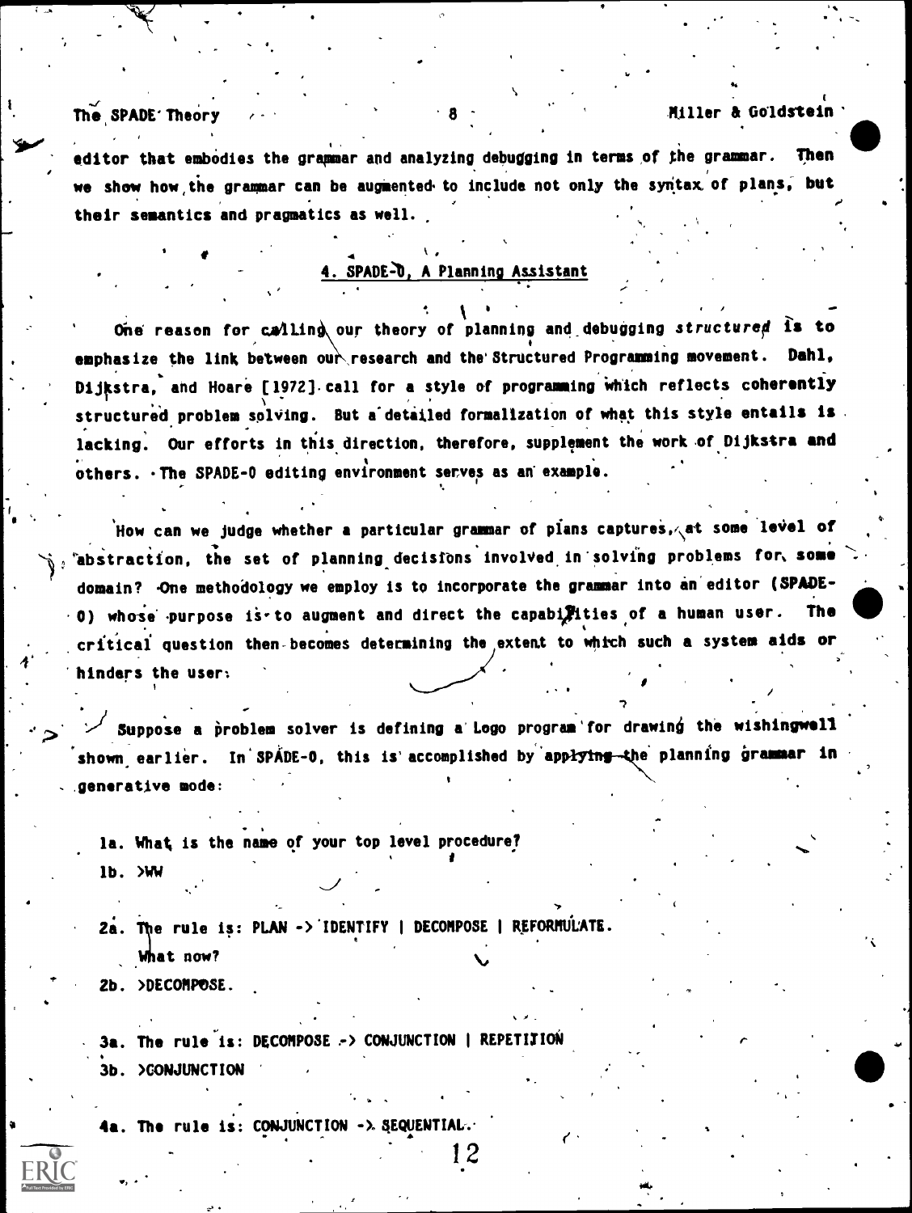editor that embodies the grammar and analyzing debugging in terms of the grammar. Then we show how the grammar can be augmented to include not only the syntax of plans, but their semantics and pragmatics as well.

## 4. SPADE-0, A Planning Assistant

One reason for calling our theory of planning and debugging *structured* is to emphasize the link between our research and the Structured Programming movement. Dahl, Dijkstra, and Hoare [1972] call for a style of programming which reflects coherently structured problem solving. But a detailed formalization of what this style entails is lacking. Our efforts in this direction, therefore, supplement the work of Dijkstra and others. The SPADE-0 editing environment serves as an example.

How can we judge whether a particular grammar of plans captures, at some level of abstraction, the set of planning decisions involved in solving problems for some domain? One methodology we employ is to incorporate the grammar into an editor (SPADE-0) whose purpose is to augment and direct the capabilities of a human user. The critical question then becomes determining the extent to which such a system aids or hinders the user.

Suppose a problem solver is defining a Logo program for drawing the wishingwell shown earlier. In SPADE-0, this is accomplished by applying the planning grammar in generative mode:

```
1a. What is the name of your top level procedure?
1b. >WW

2a. The rule is: PLAN -> IDENTIFY | DECOMPOSE | REFORMULATE.
    What now?
2b. >DECOMPOSE.

3a. The rule is: DECOMPOSE -> CONJUNCTION | REPETITION
3b. >CONJUNCTION

4a. The rule is: CONJUNCTION -> SEQUENTIAL.
```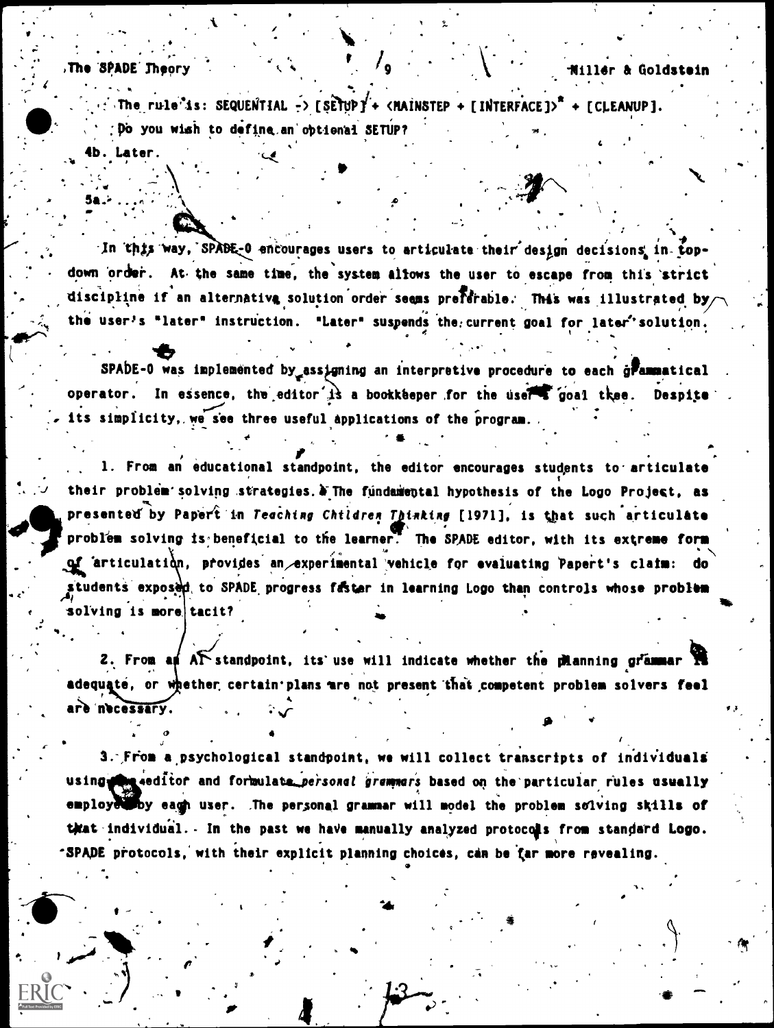The rule is: SEQUENTIAL -> [SETUP] + <MAINSTEP + [INTERFACE]>* + [CLEANUP].
Do you wish to define an optional SETUP?

4b. Later.

5a. ...

In this way, SPADE-0 encourages users to articulate their design decisions in top-down order. At the same time, the system allows the user to escape from this strict discipline if an alternative solution order seems preferable. This was illustrated by the user's "later" instruction. "Later" suspends the current goal for later solution.

SPADE-0 was implemented by assigning an interpretive procedure to each grammatical operator. In essence, the editor is a bookkeeper for the user's goal tree. Despite its simplicity, we see three useful applications of the program.

1. From an educational standpoint, the editor encourages students to articulate their problem solving strategies. The fundamental hypothesis of the Logo Project, as presented by Papert in *Teaching Children Thinking* [1971], is that such articulate problem solving is beneficial to the learner. The SPADE editor, with its extreme form of articulation, provides an experimental vehicle for evaluating Papert's claim: do students exposed to SPADE progress faster in learning Logo than controls whose problem solving is more tacit?

2. From an AI standpoint, its use will indicate whether the planning grammar is adequate, or whether certain plans are not present that competent problem solvers feel are necessary.

3. From a psychological standpoint, we will collect transcripts of individuals using the editor and formulate *personal grammars* based on the particular rules usually employed by each user. The personal grammar will model the problem solving skills of that individual. In the past we have manually analyzed protocols from standard Logo. SPADE protocols, with their explicit planning choices, can be far more revealing.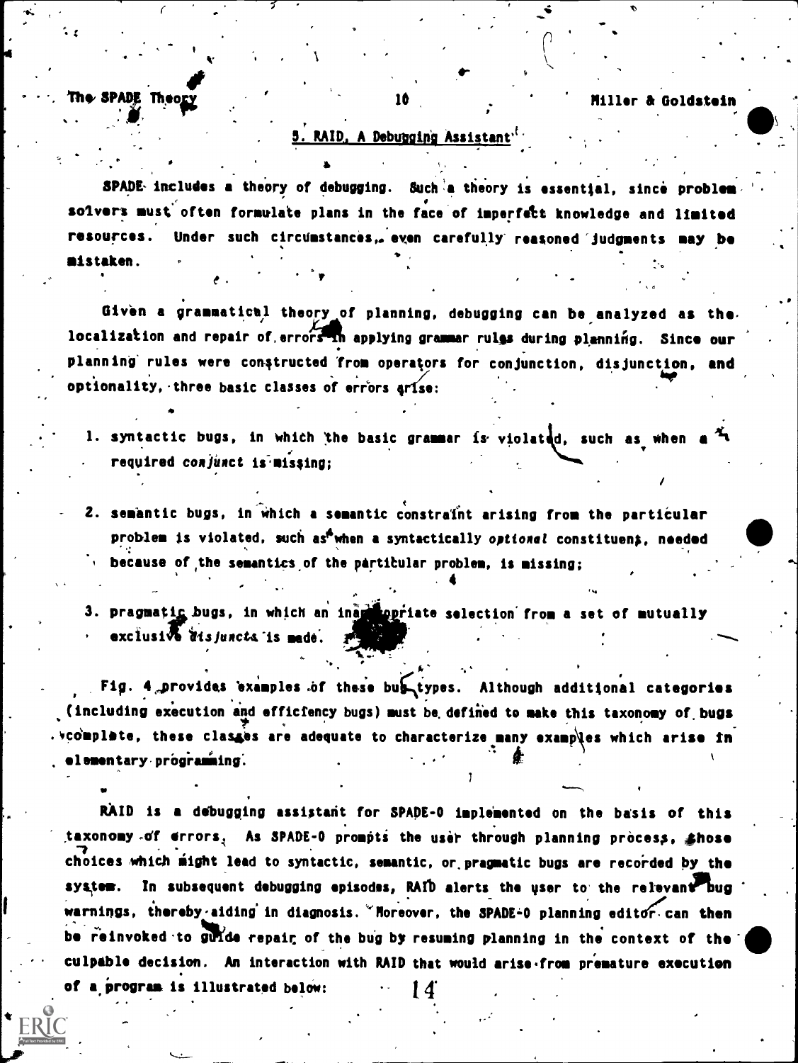## 5. RAID, A Debugging Assistant

SPADE includes a theory of debugging. Such a theory is essential, since problem solvers must often formulate plans in the face of imperfect knowledge and limited resources. Under such circumstances, even carefully reasoned judgments may be mistaken.

Given a grammatical theory of planning, debugging can be analyzed as the localization and repair of errors in applying grammar rules during planning. Since our planning rules were constructed from operators for conjunction, disjunction, and optionality, three basic classes of errors arise:

1. syntactic bugs, in which the basic grammar is violated, such as when a required *conjunct* is missing;

2. semantic bugs, in which a semantic constraint arising from the particular problem is violated, such as when a syntactically *optional* constituent, needed because of the semantics of the particular problem, is missing;

3. pragmatic bugs, in which an inappropriate selection from a set of mutually exclusive *disjuncts* is made.

Fig. 4 provides examples of these bug types. Although additional categories (including execution and efficiency bugs) must be defined to make this taxonomy of bugs complete, these classes are adequate to characterize many examples which arise in elementary programming.

RAID is a debugging assistant for SPADE-0 implemented on the basis of this taxonomy of errors. As SPADE-0 prompts the user through planning process, those choices which might lead to syntactic, semantic, or pragmatic bugs are recorded by the system. In subsequent debugging episodes, RAID alerts the user to the relevant bug warnings, thereby aiding in diagnosis. Moreover, the SPADE-0 planning editor can then be reinvoked to guide repair of the bug by resuming planning in the context of the culpable decision. An interaction with RAID that would arise from premature execution of a program is illustrated below: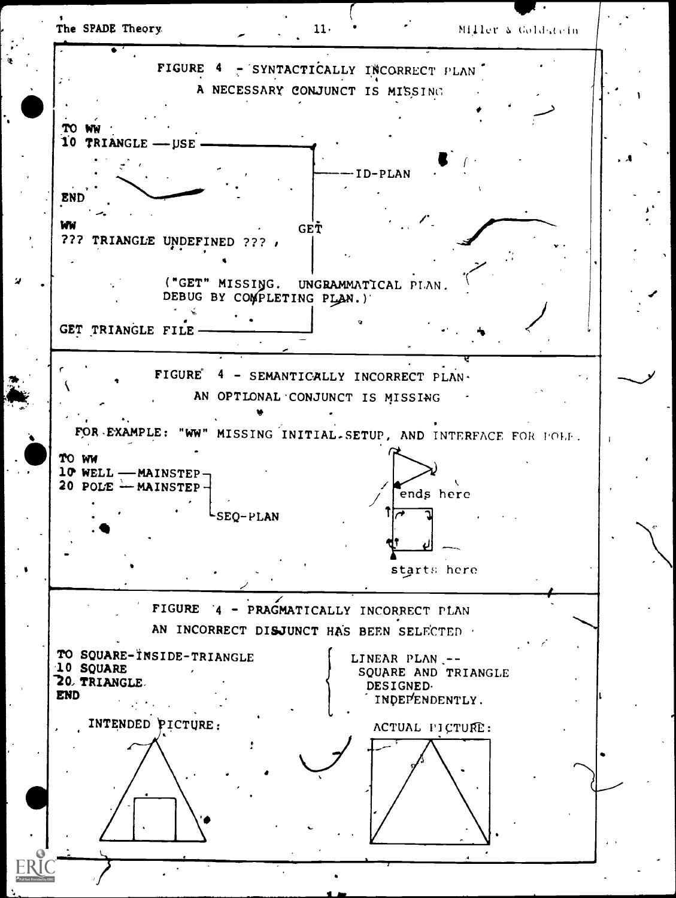FIGURE 4 - SYNTACTICALLY INCORRECT PLAN

A NECESSARY CONJUNCT IS MISSING

```
TO WW
10 TRIANGLE —USE ——————┐
                       ├——ID-PLAN
END                    │
                       │
WW                    GET
??? TRIANGLE UNDEFINED ???
                       │
        ("GET" MISSING.  UNGRAMMATICAL PLAN.
        DEBUG BY COMPLETING PLAN.)
                       │
GET TRIANGLE FILE —————┘
```

FIGURE 4 - SEMANTICALLY INCORRECT PLAN

AN OPTIONAL CONJUNCT IS MISSING

FOR EXAMPLE: "WW" MISSING INITIAL-SETUP, AND INTERFACE FOR POLE.

```
TO WW
10 WELL —MAINSTEP┐
20 POLE —MAINSTEP┤
                 └SEQ-PLAN
```

ends here

starts here

FIGURE 4 - PRAGMATICALLY INCORRECT PLAN

AN INCORRECT DISJUNCT HAS BEEN SELECTED

```
TO SQUARE-INSIDE-TRIANGLE
10 SQUARE
20 TRIANGLE
END
```

LINEAR PLAN -- SQUARE AND TRIANGLE DESIGNED INDEPENDENTLY.

INTENDED PICTURE:

ACTUAL PICTURE: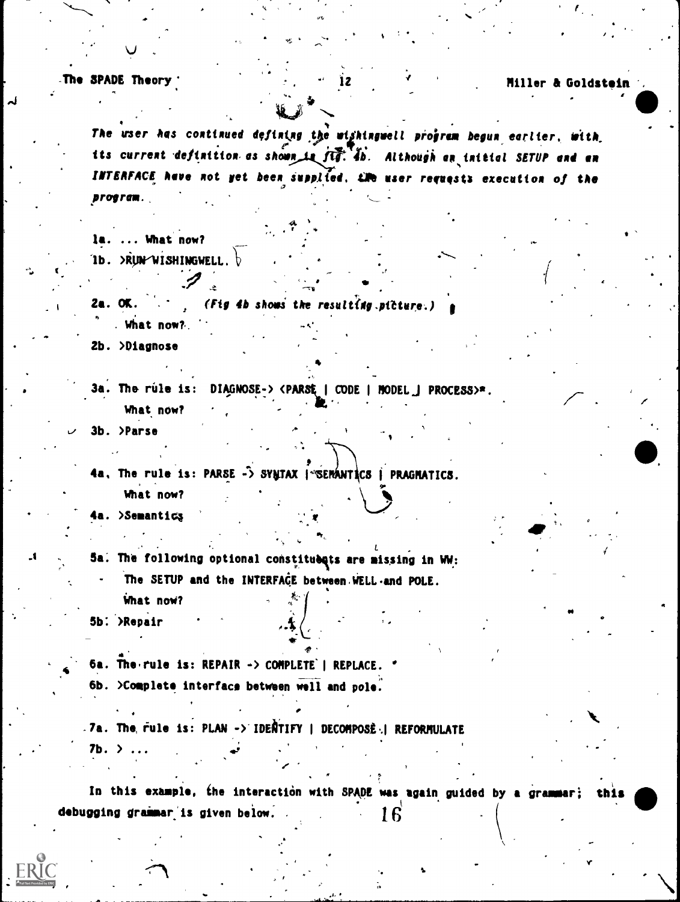*The user has continued defining the wishingwell program begun earlier, with its current definition as shown in fig. 4b. Although an initial SETUP and an INTERFACE have not yet been supplied, the user requests execution of the program.*

1a. ... What now?
1b. >RUN WISHINGWELL.

2a. OK. *(Fig 4b shows the resulting picture.)*
 What now?
2b. >Diagnose

3a. The rule is: DIAGNOSE-> <PARSE | CODE | MODEL | PROCESS>*.
 What now?
3b. >Parse

4a. The rule is: PARSE -> SYNTAX | SEMANTICS | PRAGMATICS.
 What now?
4a. >Semantics

5a. The following optional constituents are missing in WW:
 - The SETUP and the INTERFACE between WELL and POLE.
 What now?
5b. >Repair

6a. The rule is: REPAIR -> COMPLETE | REPLACE.
6b. >Complete interface between well and pole.

7a. The rule is: PLAN -> IDENTIFY | DECOMPOSE | REFORMULATE
7b. > ...

In this example, the interaction with SPADE was again guided by a grammar; this debugging grammar is given below.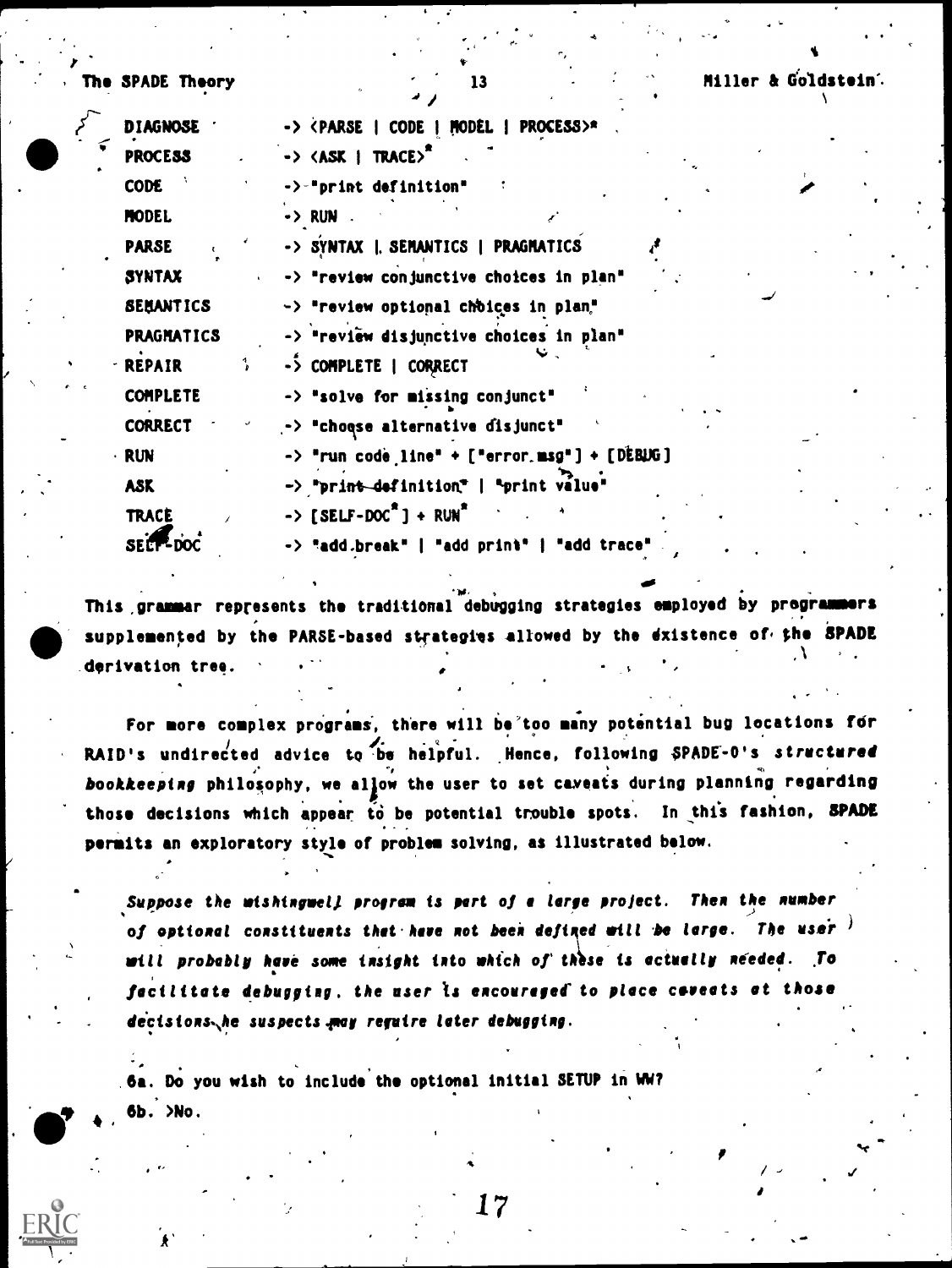```
DIAGNOSE     -> <PARSE | CODE | MODEL | PROCESS>*
PROCESS      -> <ASK | TRACE>*
CODE         -> "print definition"
MODEL        -> RUN
PARSE        -> SYNTAX | SEMANTICS | PRAGMATICS
SYNTAX       -> "review conjunctive choices in plan"
SEMANTICS    -> "review optional choices in plan"
PRAGMATICS   -> "review disjunctive choices in plan"
REPAIR       -> COMPLETE | CORRECT
COMPLETE     -> "solve for missing conjunct"
CORRECT      -> "choose alternative disjunct"
RUN          -> "run code line" + ["error.msg"] + [DEBUG]
ASK          -> "print definition" | "print value"
TRACE        -> [SELF-DOC*] + RUN*
SELF-DOC     -> "add break" | "add print" | "add trace"
```

This grammar represents the traditional debugging strategies employed by programmers supplemented by the PARSE-based strategies allowed by the existence of the SPADE derivation tree.

For more complex programs, there will be too many potential bug locations for RAID's undirected advice to be helpful. Hence, following SPADE-0's *structured bookkeeping* philosophy, we allow the user to set caveats during planning regarding those decisions which appear to be potential trouble spots. In this fashion, SPADE permits an exploratory style of problem solving, as illustrated below.

> *Suppose the wishingwell program is part of a large project. Then the number of optional constituents that have not been defined will be large. The user will probably have some insight into which of these is actually needed. To facilitate debugging, the user is encouraged to place caveats at those decisions he suspects may require later debugging.*

6a. Do you wish to include the optional initial SETUP in WW?
6b. >No.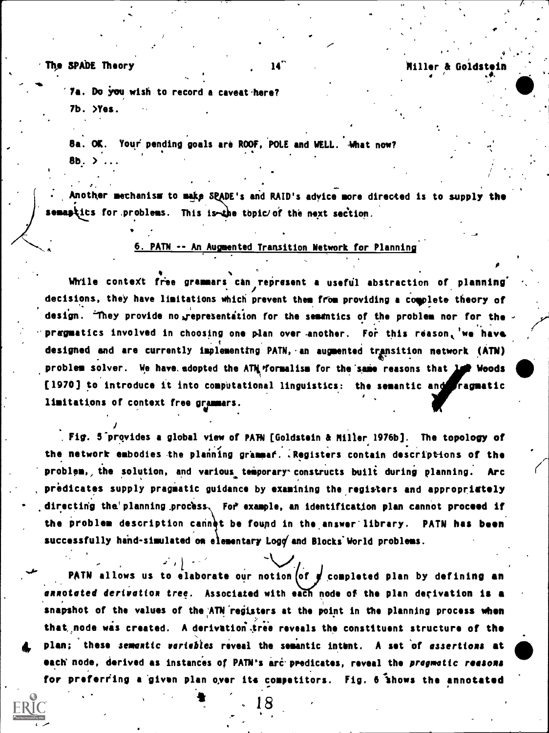7a. Do you wish to record a caveat here?

7b. >Yes.

8a. OK. Your pending goals are ROOF, POLE and WELL. What now?

8b. > ...

Another mechanism to make SPADE's and RAID's advice more directed is to supply the semantics for problems. This is the topic of the next section.

## 6. PATN -- An Augmented Transition Network for Planning

While context free grammars can represent a useful abstraction of planning decisions, they have limitations which prevent them from providing a complete theory of design. They provide no representation for the semantics of the problem nor for the pragmatics involved in choosing one plan over another. For this reason, we have designed and are currently implementing PATN, an augmented transition network (ATN) problem solver. We have adopted the ATN formalism for the same reasons that led Woods [1970] to introduce it into computational linguistics: the semantic and pragmatic limitations of context free grammars.

Fig. 5 provides a global view of PATN [Goldstein & Miller 1976b]. The topology of the network embodies the planning grammar. Registers contain descriptions of the problem, the solution, and various temporary constructs built during planning. Arc predicates supply pragmatic guidance by examining the registers and appropriately directing the planning process. For example, an identification plan cannot proceed if the problem description cannot be found in the answer library. PATN has been successfully hand-simulated on elementary Logo and Blocks World problems.

PATN allows us to elaborate our notion of a completed plan by defining an *annotated derivation tree*. Associated with each node of the plan derivation is a snapshot of the values of the ATN registers at the point in the planning process when that node was created. A derivation tree reveals the constituent structure of the plan; these *semantic variables* reveal the semantic intent. A set of *assertions* at each node, derived as instances of PATN's arc predicates, reveal the *pragmatic reasons* for preferring a given plan over its competitors. Fig. 6 shows the annotated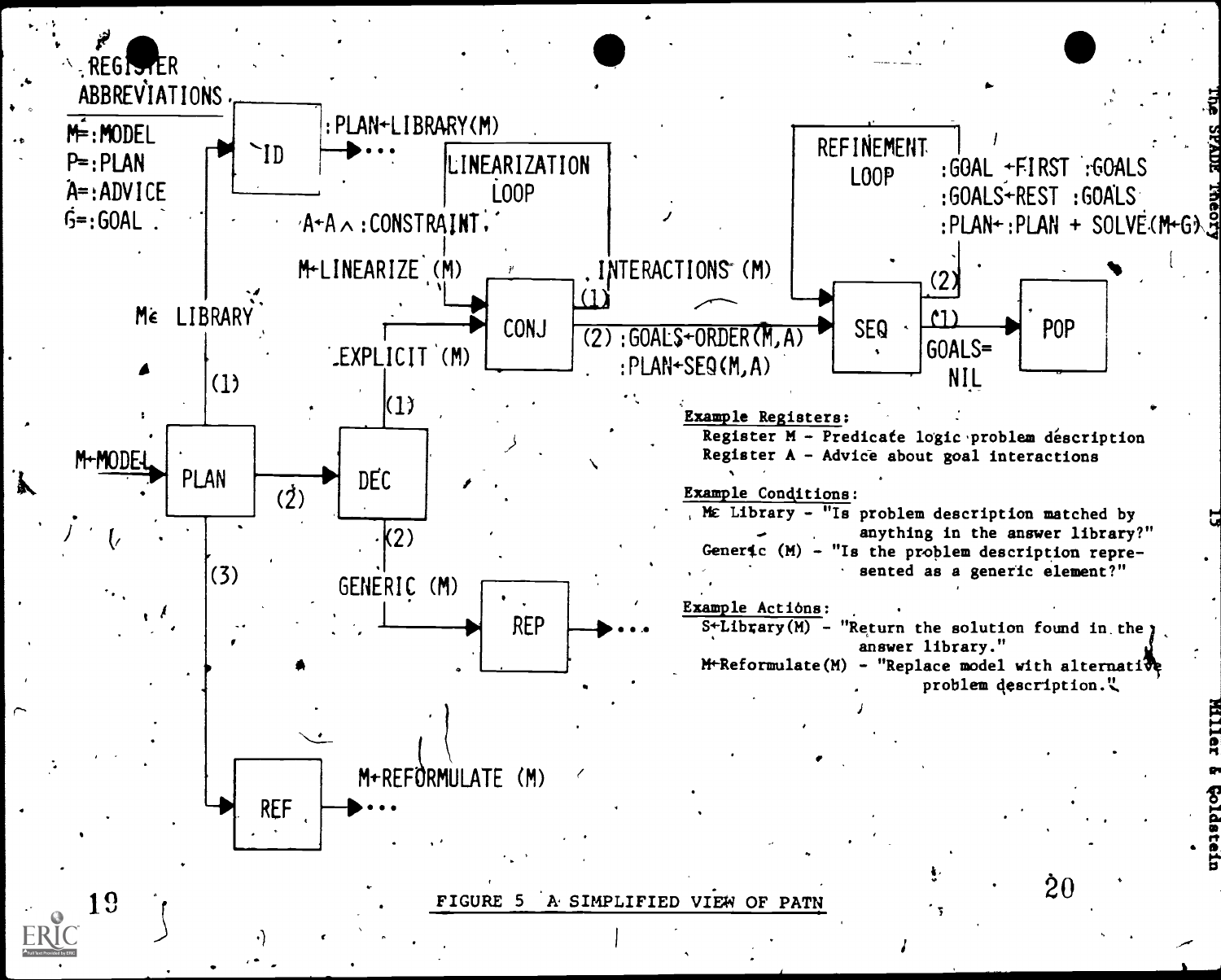REGISTER ABBREVIATIONS

M=:MODEL
P=:PLAN
A=:ADVICE
G=:GOAL

ID — :PLAN←LIBRARY(M) → ...

LINEARIZATION LOOP

A←A ∧ :CONSTRAINT

M←LINEARIZE (M)

INTERACTIONS (M) (1)

REFINEMENT LOOP

:GOAL ←FIRST :GOALS
:GOALS←REST :GOALS
:PLAN←:PLAN + SOLVE(M←G)

M∈ LIBRARY (1)

CONJ — (2) :GOALS←ORDER(M,A) :PLAN←SEQ(M,A) → SEQ — (2) / (1) GOALS= NIL → POP

EXPLICIT (M) (1)

M←MODEL → PLAN — (2) → DEC

(2) GENERIC (M) → REP → ...

(3) REF — M←REFORMULATE (M) → ...

**Example Registers:**
- Register M - Predicate logic problem description
- Register A - Advice about goal interactions

**Example Conditions:**
- M∈ Library - "Is problem description matched by anything in the answer library?"
- Generic (M) - "Is the problem description represented as a generic element?"

**Example Actions:**
- S←Library(M) - "Return the solution found in the answer library."
- M←Reformulate(M) - "Replace model with alternative problem description."

FIGURE 5 A SIMPLIFIED VIEW OF PATN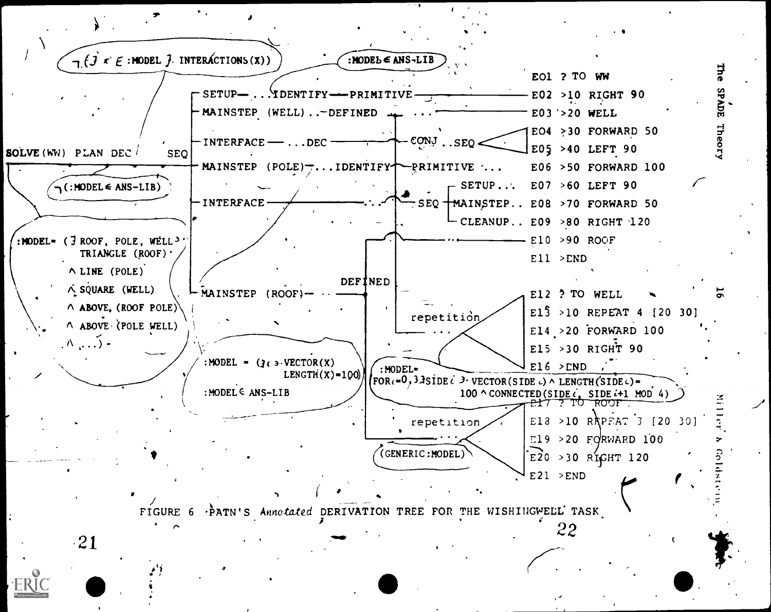```
¬(∃ x ∈ :MODEL ∋ INTERACTIONS(X))          :MODEL ∈ ANS-LIB

                    ┌ SETUP— ...IDENTIFY—PRIMITIVE ————————————— E01 ? TO WW
                    │                                             E02 >10 RIGHT 90
                    ├ MAINSTEP (WELL) ..—DEFINED ... ——————————— E03 >20 WELL
                    │                                             E04 >30 FORWARD 50
                    ├ INTERFACE — ...DEC ——————— CONJ ..SEQ <     E05 >40 LEFT 90
SOLVE(WW) PLAN DEC  SEQ
                    ├ MAINSTEP (POLE)—...IDENTIFY—PRIMITIVE ...   E06 >50 FORWARD 100
¬(:MODEL ∈ ANS-LIB)                              ┌ SETUP...       E07 >60 LEFT 90
                    ├ INTERFACE ————————— ... SEQ ┼ MAINSTEP..    E08 >70 FORWARD 50
                    │                             └ CLEANUP..     E09 >80 RIGHT 120
:MODEL= (∃ ROOF, POLE, WELL ∋                    ... ———————————— E10 >90 ROOF
    TRIANGLE (ROOF)                                               E11 >END
    ∧ LINE (POLE)                    DEFINED
    ∧ SQUARE (WELL)   └ MAINSTEP (ROOF)— ...                      E12 ? TO WELL
    ∧ ABOVE (ROOF POLE)                       repetition          E13 >10 REPEAT 4 [20 30]
    ∧ ABOVE (POLE WELL)                       ...                 E14 >20 FORWARD 100
    ∧ ...) -                                                      E15 >30 RIGHT 90
                   :MODEL = (∃x ∋ VECTOR(X)                       E16 >END
                             LENGTH(X)=100)
                   :MODEL ∈ ANS-LIB
                                 :MODEL=
                                 FOR i=0,3 ∃SIDEi ∋ VECTOR(SIDEi) ∧ LENGTH(SIDEi)=
                                      100 ∧ CONNECTED(SIDEi, SIDE i+1 MOD 4)
                                                                  E17 ? TO ROOF
                                              repetition          E18 >10 REPEAT 3 [20 30]
                                              ...                 E19 >20 FORWARD 100
                                 (GENERIC:MODEL)                  E20 >30 RIGHT 120
                                                                  E21 >END
```

FIGURE 6 PATN'S *Annotated* DERIVATION TREE FOR THE WISHINGWELL TASK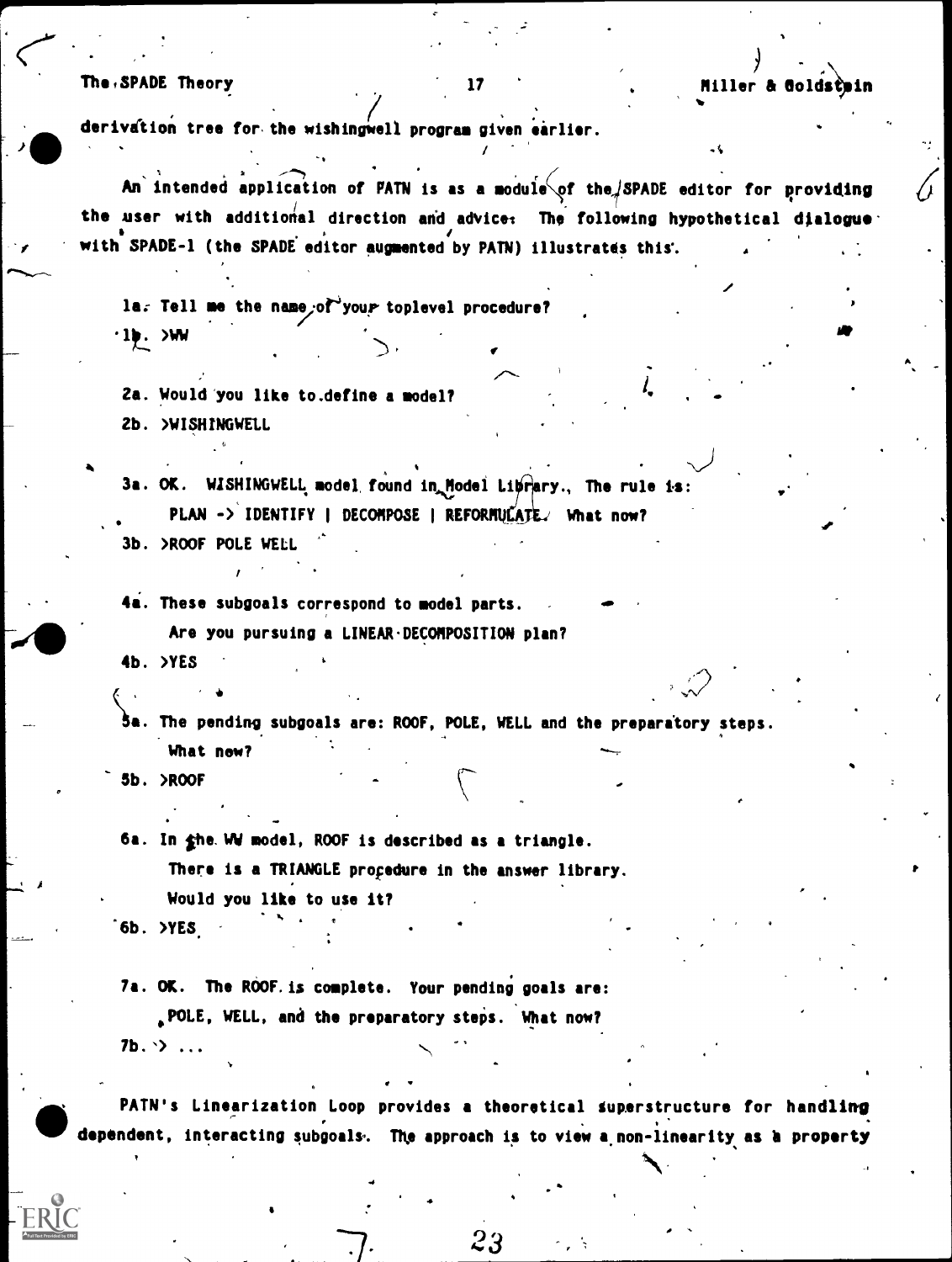derivation tree for the wishingwell program given earlier.

An intended application of PATN is as a module of the SPADE editor for providing the user with additional direction and advice. The following hypothetical dialogue with SPADE-1 (the SPADE editor augmented by PATN) illustrates this.

```
1a. Tell me the name of your toplevel procedure?
1b. >WW

2a. Would you like to define a model?
2b. >WISHINGWELL

3a. OK. WISHINGWELL model found in Model Library. The rule is:
    PLAN -> IDENTIFY | DECOMPOSE | REFORMULATE. What now?
3b. >ROOF POLE WELL

4a. These subgoals correspond to model parts.
    Are you pursuing a LINEAR-DECOMPOSITION plan?
4b. >YES

5a. The pending subgoals are: ROOF, POLE, WELL and the preparatory steps.
    What now?
5b. >ROOF

6a. In the WW model, ROOF is described as a triangle.
    There is a TRIANGLE procedure in the answer library.
    Would you like to use it?
6b. >YES

7a. OK. The ROOF is complete. Your pending goals are:
    POLE, WELL, and the preparatory steps. What now?
7b. > ...
```

PATN's Linearization Loop provides a theoretical superstructure for handling dependent, interacting subgoals. The approach is to view a non-linearity as a property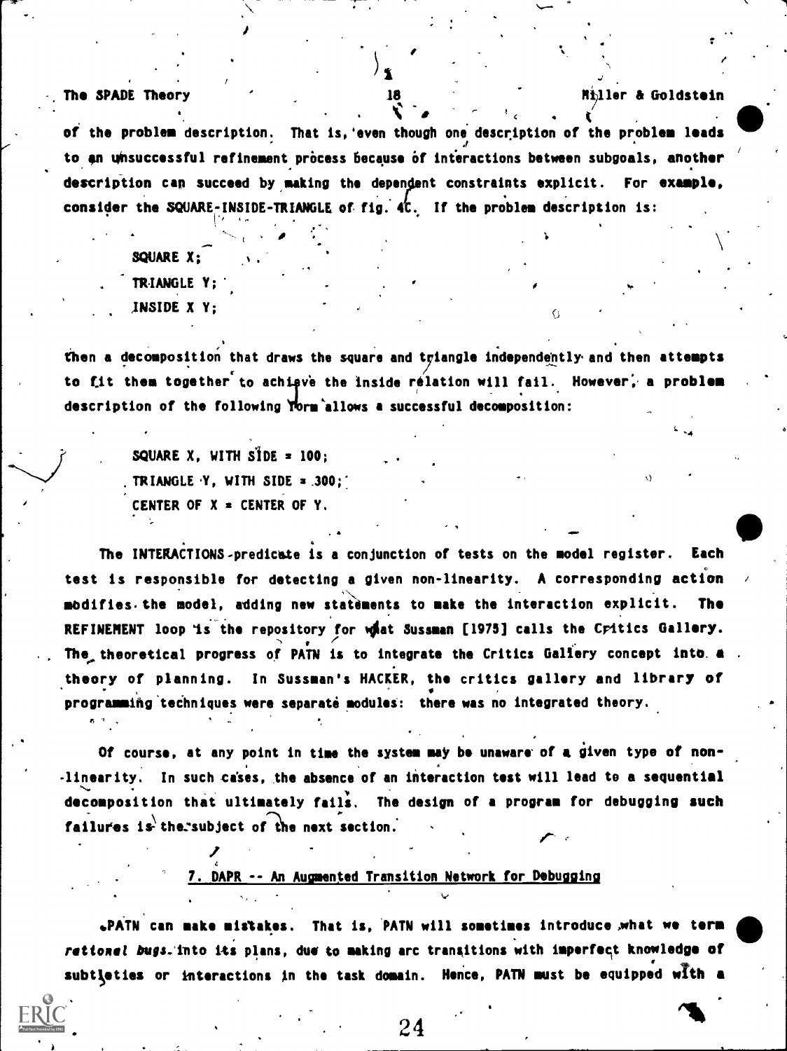of the problem description. That is, even though one description of the problem leads to an unsuccessful refinement process because of interactions between subgoals, another description can succeed by making the dependent constraints explicit. For example, consider the SQUARE-INSIDE-TRIANGLE of fig. 4C. If the problem description is:

```
SQUARE X;
TRIANGLE Y;
INSIDE X Y;
```

then a decomposition that draws the square and triangle independently and then attempts to fit them together to achieve the inside relation will fail. However, a problem description of the following form allows a successful decomposition:

```
SQUARE X, WITH SIDE = 100;
TRIANGLE Y, WITH SIDE = 300;
CENTER OF X = CENTER OF Y.
```

The INTERACTIONS-predicate is a conjunction of tests on the model register. Each test is responsible for detecting a given non-linearity. A corresponding action modifies the model, adding new statements to make the interaction explicit. The REFINEMENT loop is the repository for what Sussman [1975] calls the Critics Gallery. The theoretical progress of PATN is to integrate the Critics Gallery concept into a theory of planning. In Sussman's HACKER, the critics gallery and library of programming techniques were separate modules: there was no integrated theory.

Of course, at any point in time the system may be unaware of a given type of non-linearity. In such cases, the absence of an interaction test will lead to a sequential decomposition that ultimately fails. The design of a program for debugging such failures is the subject of the next section.

## 7. DAPR -- An Augmented Transition Network for Debugging

PATN can make mistakes. That is, PATN will sometimes introduce what we term *rational bugs* into its plans, due to making arc transitions with imperfect knowledge of subtleties or interactions in the task domain. Hence, PATN must be equipped with a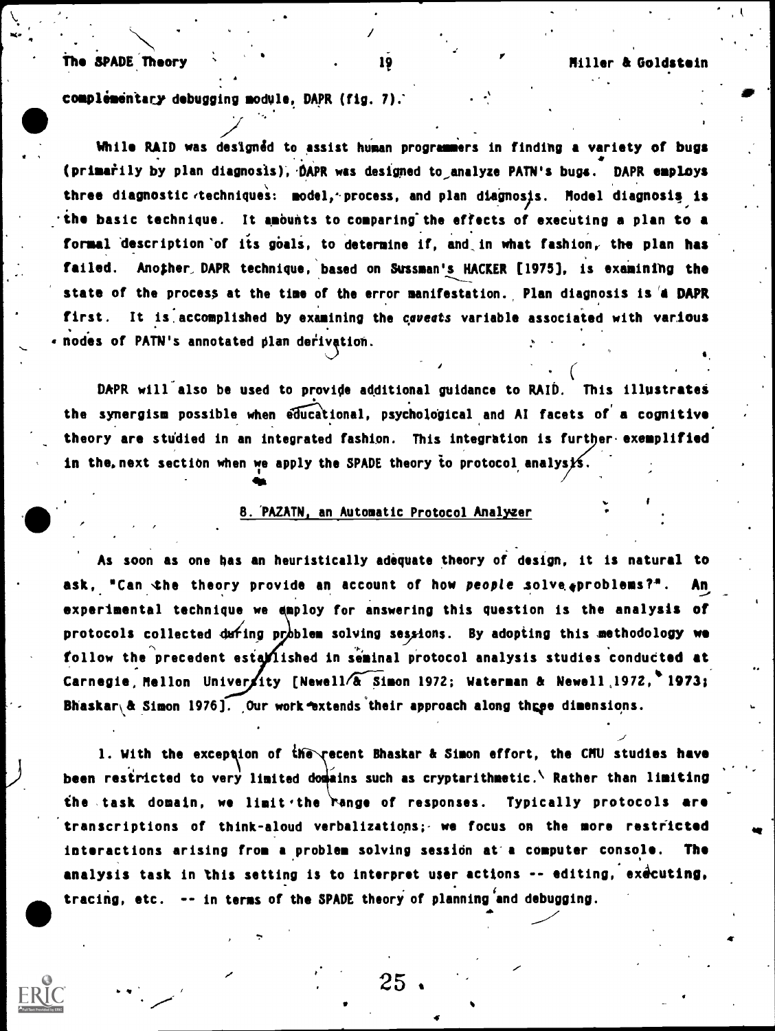complementary debugging module, DAPR (fig. 7).

While RAID was designed to assist human programmers in finding a variety of bugs (primarily by plan diagnosis), DAPR was designed to analyze PATN's bugs. DAPR employs three diagnostic techniques: model, process, and plan diagnosis. Model diagnosis is the basic technique. It amounts to comparing the effects of executing a plan to a formal description of its goals, to determine if, and in what fashion, the plan has failed. Another DAPR technique, based on Sussman's HACKER [1975], is examining the state of the process at the time of the error manifestation. Plan diagnosis is a DAPR first. It is accomplished by examining the *caveats* variable associated with various nodes of PATN's annotated plan derivation.

DAPR will also be used to provide additional guidance to RAID. This illustrates the synergism possible when educational, psychological and AI facets of a cognitive theory are studied in an integrated fashion. This integration is further exemplified in the next section when we apply the SPADE theory to protocol analysis.

## 8. PAZATN, an Automatic Protocol Analyzer

As soon as one has an heuristically adequate theory of design, it is natural to ask, "Can the theory provide an account of how *people* solve problems?". An experimental technique we employ for answering this question is the analysis of protocols collected during problem solving sessions. By adopting this methodology we follow the precedent established in seminal protocol analysis studies conducted at Carnegie Mellon University [Newell & Simon 1972; Waterman & Newell 1972, 1973; Bhaskar & Simon 1976]. Our work extends their approach along three dimensions.

1. With the exception of the recent Bhaskar & Simon effort, the CMU studies have been restricted to very limited domains such as cryptarithmetic. Rather than limiting the task domain, we limit the range of responses. Typically protocols are transcriptions of think-aloud verbalizations; we focus on the more restricted interactions arising from a problem solving session at a computer console. The analysis task in this setting is to interpret user actions -- editing, executing, tracing, etc. -- in terms of the SPADE theory of planning and debugging.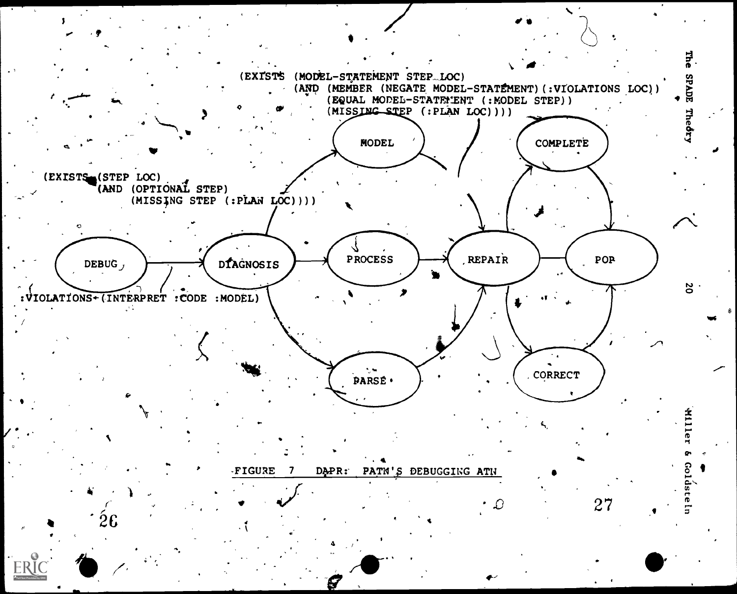```
(EXISTS (MODEL-STATEMENT STEP LOC)
        (AND (MEMBER (NEGATE MODEL-STATEMENT) (:VIOLATIONS LOC))
             (EQUAL MODEL-STATEMENT (:MODEL STEP))
             (MISSING STEP (:PLAN LOC))))

(EXISTS (STEP LOC)
        (AND (OPTIONAL STEP)
             (MISSING STEP (:PLAN LOC))))

:VIOLATIONS←(INTERPRET :CODE :MODEL)
```

DEBUG → DIAGNOSIS → MODEL / PROCESS / PARSE → REPAIR → COMPLETE / CORRECT → POP

FIGURE 7 DAPR: PATN'S DEBUGGING ATN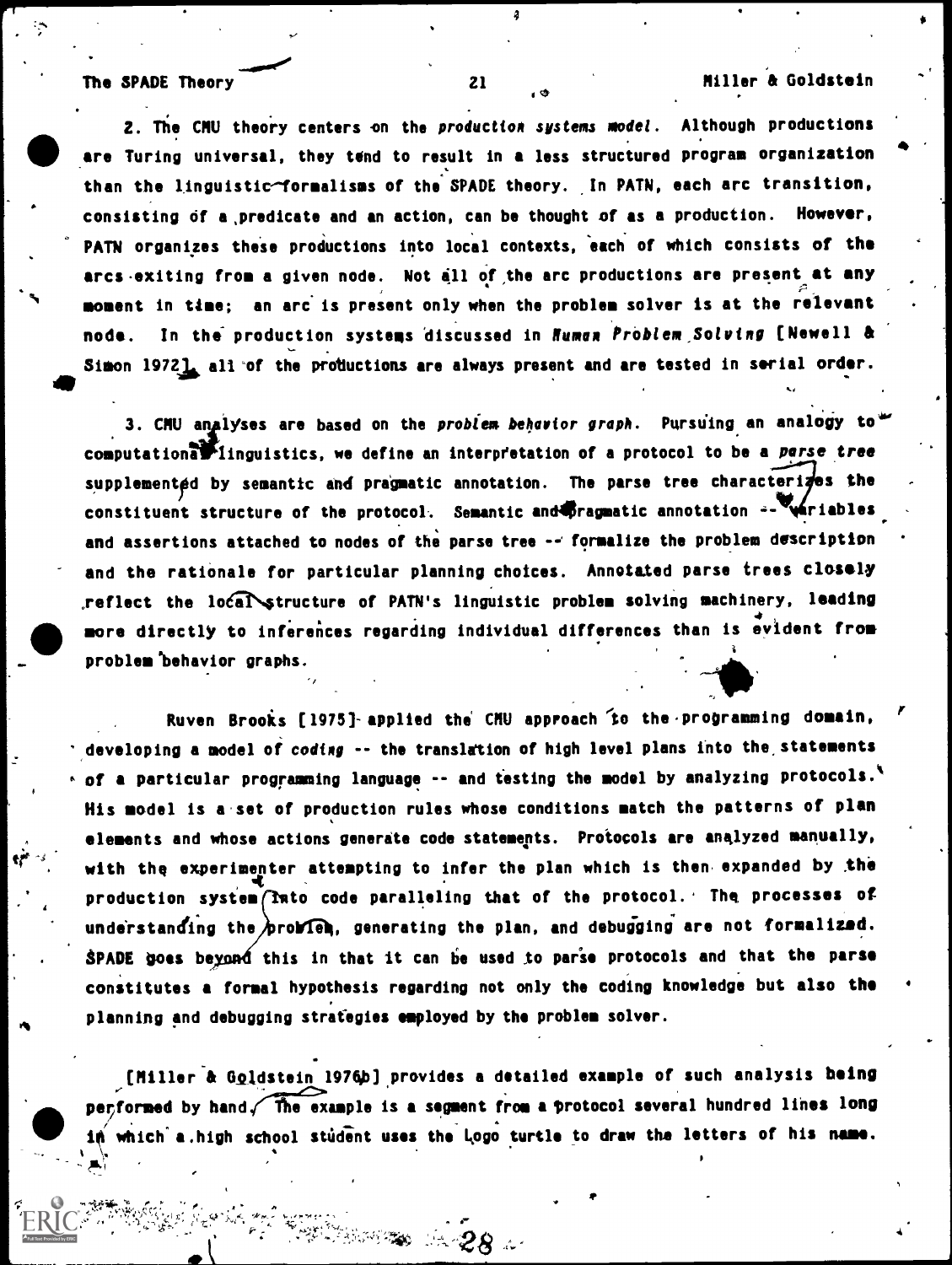2. The CMU theory centers on the *production systems model*. Although productions are Turing universal, they tend to result in a less structured program organization than the linguistic formalisms of the SPADE theory. In PATN, each arc transition, consisting of a predicate and an action, can be thought of as a production. However, PATN organizes these productions into local contexts, each of which consists of the arcs exiting from a given node. Not all of the arc productions are present at any moment in time; an arc is present only when the problem solver is at the relevant node. In the production systems discussed in *Human Problem Solving* [Newell & Simon 1972], all of the productions are always present and are tested in serial order.

3. CMU analyses are based on the *problem behavior graph*. Pursuing an analogy to computational linguistics, we define an interpretation of a protocol to be a *parse tree* supplemented by semantic and pragmatic annotation. The parse tree characterizes the constituent structure of the protocol. Semantic and pragmatic annotation -- variables and assertions attached to nodes of the parse tree -- formalize the problem description and the rationale for particular planning choices. Annotated parse trees closely reflect the local structure of PATN's linguistic problem solving machinery, leading more directly to inferences regarding individual differences than is evident from problem behavior graphs.

Ruven Brooks [1975] applied the CMU approach to the programming domain, developing a model of *coding* -- the translation of high level plans into the statements of a particular programming language -- and testing the model by analyzing protocols. His model is a set of production rules whose conditions match the patterns of plan elements and whose actions generate code statements. Protocols are analyzed manually, with the experimenter attempting to infer the plan which is then expanded by the production system into code paralleling that of the protocol. The processes of understanding the problem, generating the plan, and debugging are not formalized. SPADE goes beyond this in that it can be used to parse protocols and that the parse constitutes a formal hypothesis regarding not only the coding knowledge but also the planning and debugging strategies employed by the problem solver.

[Miller & Goldstein 1976b] provides a detailed example of such analysis being performed by hand. The example is a segment from a protocol several hundred lines long in which a high school student uses the Logo turtle to draw the letters of his name.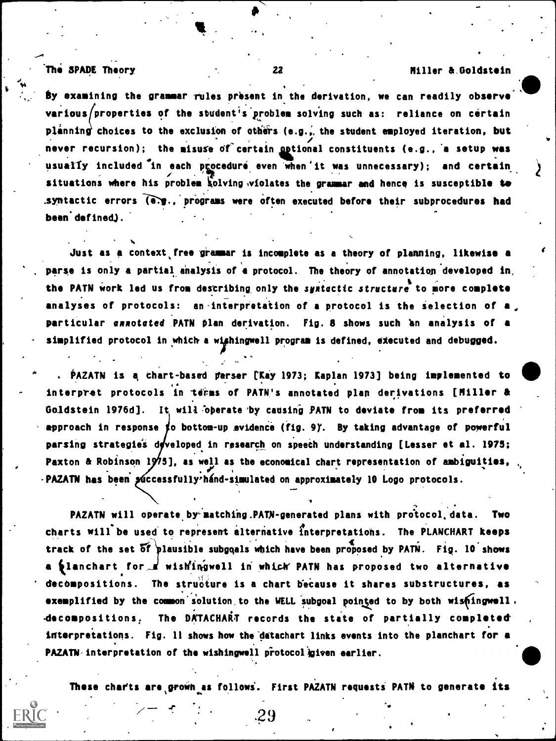By examining the grammar rules present in the derivation, we can readily observe various properties of the student's problem solving such as: reliance on certain planning choices to the exclusion of others (e.g., the student employed iteration, but never recursion); the misuse of certain optional constituents (e.g., a setup was usually included in each procedure even when it was unnecessary); and certain situations where his problem solving violates the grammar and hence is susceptible to syntactic errors (e.g., programs were often executed before their subprocedures had been defined).

Just as a context free grammar is incomplete as a theory of planning, likewise a parse is only a partial analysis of a protocol. The theory of annotation developed in the PATN work led us from describing only the *syntactic structure* to more complete analyses of protocols: an interpretation of a protocol is the selection of a particular *annotated* PATN plan derivation. Fig. 8 shows such an analysis of a simplified protocol in which a wishingwell program is defined, executed and debugged.

PAZATN is a chart-based parser [Kay 1973; Kaplan 1973] being implemented to interpret protocols in terms of PATN's annotated plan derivations [Miller & Goldstein 1976d]. It will operate by causing PATN to deviate from its preferred approach in response to bottom-up evidence (fig. 9). By taking advantage of powerful parsing strategies developed in research on speech understanding [Lesser et al. 1975; Paxton & Robinson 1975], as well as the economical chart representation of ambiguities, PAZATN has been successfully hand-simulated on approximately 10 Logo protocols.

PAZATN will operate by matching PATN-generated plans with protocol data. Two charts will be used to represent alternative interpretations. The PLANCHART keeps track of the set of plausible subgoals which have been proposed by PATN. Fig. 10 shows a planchart for a wishingwell in which PATN has proposed two alternative decompositions. The structure is a chart because it shares substructures, as exemplified by the common solution to the WELL subgoal pointed to by both wishingwell decompositions. The DATACHART records the state of partially completed interpretations. Fig. 11 shows how the datachart links events into the planchart for a PAZATN interpretation of the wishingwell protocol given earlier.

These charts are grown as follows. First PAZATN requests PATN to generate its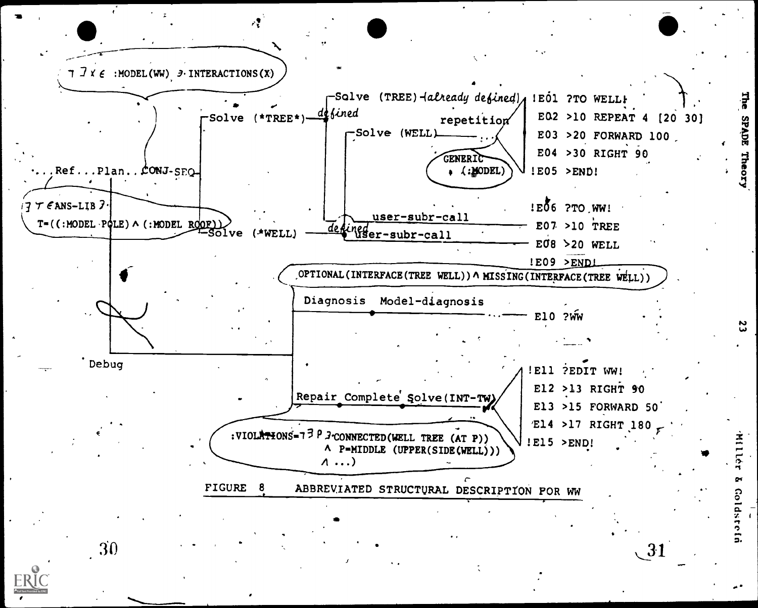¬∃x ∈ :MODEL(WW) ∋ INTERACTIONS(X)

...Ref...Plan..CONJ-SEQ

∃ T ∈ ANS-LIB ∋
T=((:MODEL POLE) ∧ (:MODEL ROOF))

Solve (*TREE*) — defined — Solve (TREE) — (already defined)

Solve (WELL) — repetition

GENERIC (:MODEL)

Solve (*WELL) — defined — user-subr-call / user-subr-call

```
!E01 ?TO WELL!
 E02 >10 REPEAT 4 [20 30]
 E03 >20 FORWARD 100
 E04 >30 RIGHT 90
!E05 >END!

!E06 ?TO WW!
 E07 >10 TREE
 E08 >20 WELL
!E09 >END!
```

OPTIONAL(INTERFACE(TREE WELL)) ∧ MISSING(INTERFACE(TREE WELL))

Diagnosis Model-diagnosis

```
 E10 ?WW
```

Debug

Repair Complete Solve(INT-TW)

```
!E11 ?EDIT WW!
 E12 >13 RIGHT 90
 E13 >15 FORWARD 50
 E14 >17 RIGHT 180
!E15 >END!
```

:VIOLATIONS=¬∃P ∋ CONNECTED(WELL TREE (AT P))
∧ P=MIDDLE (UPPER(SIDE(WELL)))
∧ ...)

FIGURE 8 ABBREVIATED STRUCTURAL DESCRIPTION FOR WW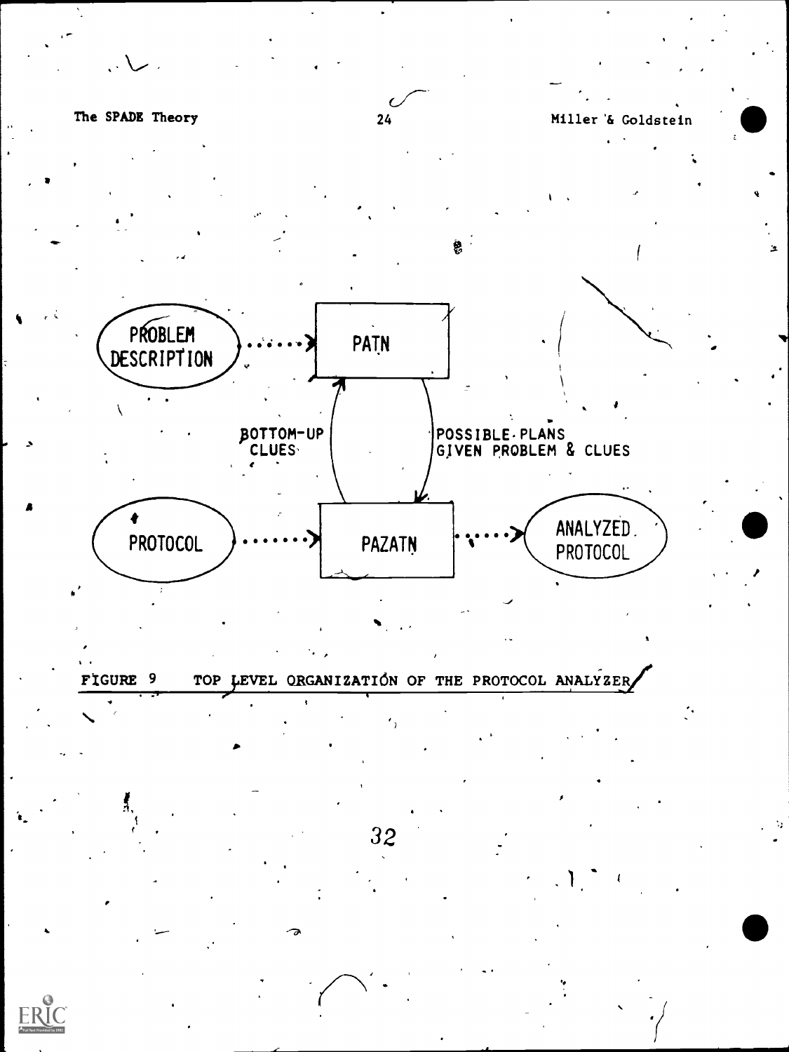FIGURE 9 TOP LEVEL ORGANIZATION OF THE PROTOCOL ANALYZER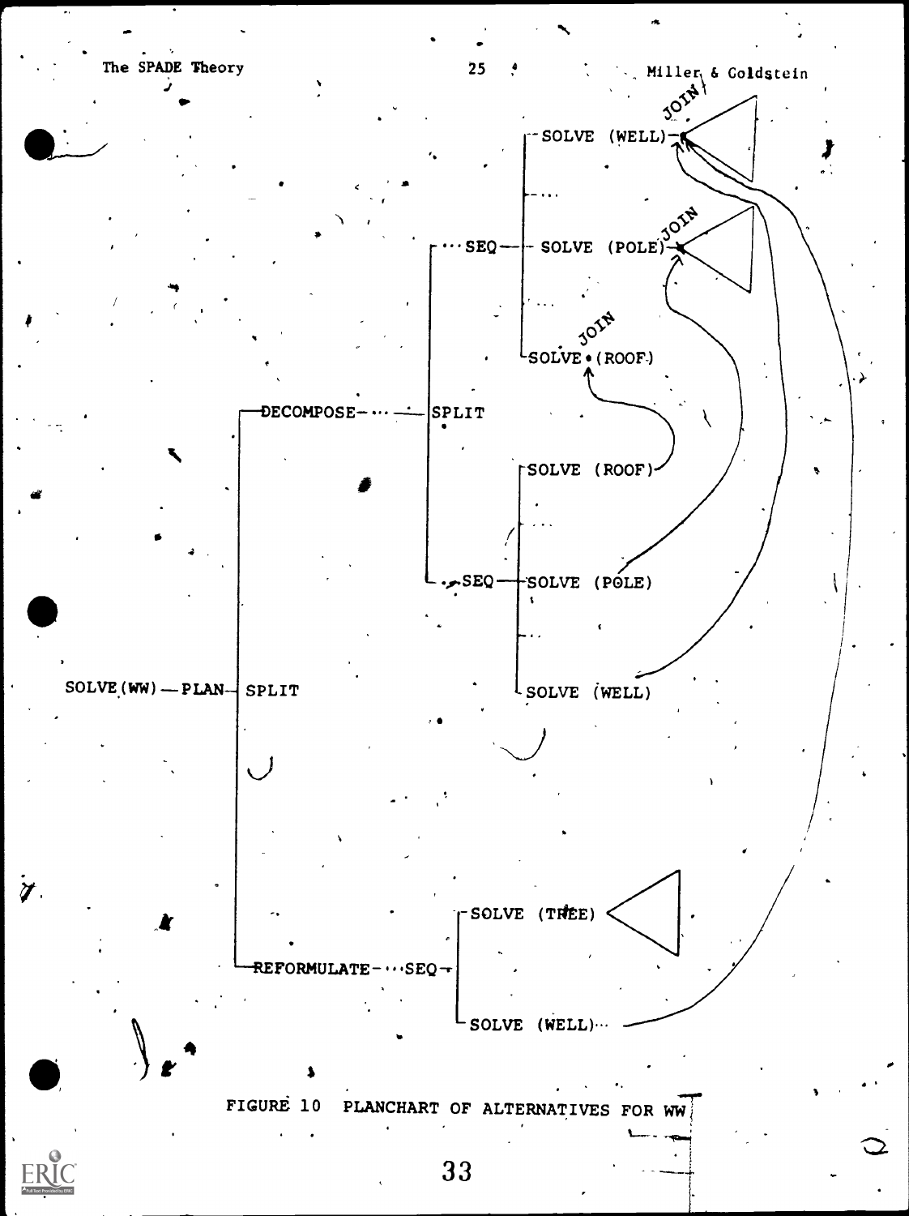```
                                                    JOIN
                                      --SOLVE (WELL)--•<  >
                                      |
                                      |- ...
                                      |                  JOIN
                            ... SEQ --|- SOLVE (POLE)--•<  >
                            |         |
                            |         |- ...
                            |         |       JOIN
                            |         |-SOLVE •(ROOF)
                            |
            --DECOMPOSE-... -|SPLIT
            |               |
            |               |         -SOLVE (ROOF)
            |               |         |
            |               |         |- ...
            |               |         |
            |               ...SEQ ---|-SOLVE (POLE)
            |                         |
            |                         |- ...
            |                         |
SOLVE(WW) -- PLAN-| SPLIT             -SOLVE (WELL)
            |
            |
            |
            |                          -SOLVE (TREE) <  >
            |                          |
            --REFORMULATE-...SEQ-------|
                                       |
                                       -SOLVE (WELL)...
```

FIGURE 10 PLANCHART OF ALTERNATIVES FOR WW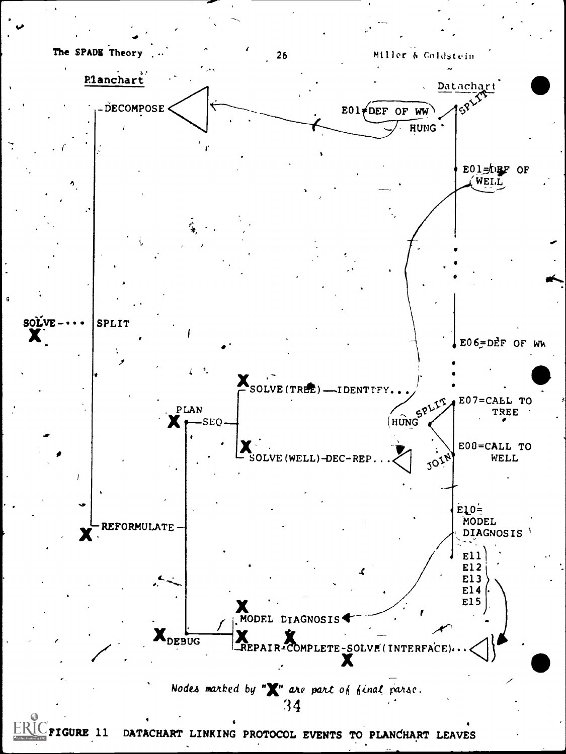Planchart

Datachart

```
                  -DECOMPOSE                         E01=DEF OF WW
                 |                                        HUNG
                 |                                                E01=DEF OF
                 |                                                  WELL
                 |
SOLVE-...        |SPLIT
 X               |                                                E06=DEF OF WW
                 |
                 |                  X SOLVE(TREE)—IDENTIFY...
                 |        PLAN                                     E07=CALL TO
                 |       X —SEQ—                        HUNG SPLIT      TREE
                 |                  X SOLVE(WELL)-DEC-REP...       E08=CALL TO
                 |                                          JOIN       WELL
                 |
                 |                                                E10=
X                -REFORMULATE—                                    MODEL
                                                                  DIAGNOSIS
                                                                  E11
                                                                  E12
                                                                  E13
                                                                  E14
                                                                  E15
                            X MODEL DIAGNOSIS
              X DEBUG       X       X
                            REPAIR-COMPLETE-SOLVE(INTERFACE)...
                                          X
```

*Nodes marked by "X" are part of final parse.*

FIGURE 11 DATACHART LINKING PROTOCOL EVENTS TO PLANCHART LEAVES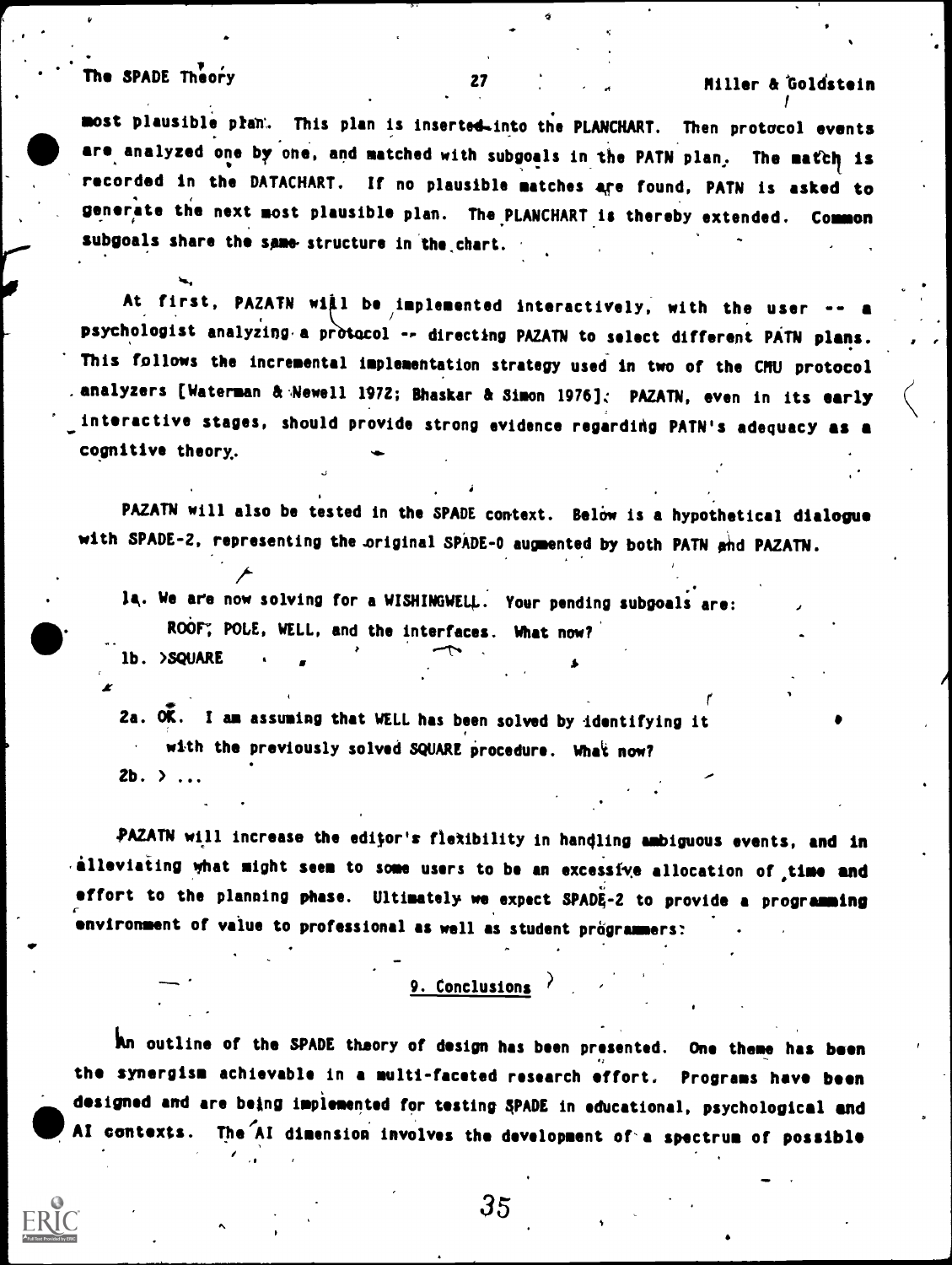most plausible plan. This plan is inserted into the PLANCHART. Then protocol events are analyzed one by one, and matched with subgoals in the PATN plan. The match is recorded in the DATACHART. If no plausible matches are found, PATN is asked to generate the next most plausible plan. The PLANCHART is thereby extended. Common subgoals share the same structure in the chart.

At first, PAZATN will be implemented interactively, with the user -- a psychologist analyzing a protocol -- directing PAZATN to select different PATN plans. This follows the incremental implementation strategy used in two of the CMU protocol analyzers [Waterman & Newell 1972; Bhaskar & Simon 1976]. PAZATN, even in its early interactive stages, should provide strong evidence regarding PATN's adequacy as a cognitive theory.

PAZATN will also be tested in the SPADE context. Below is a hypothetical dialogue with SPADE-2, representing the original SPADE-0 augmented by both PATN and PAZATN.

```
1a. We are now solving for a WISHINGWELL. Your pending subgoals are:
    ROOF, POLE, WELL, and the interfaces. What now?
1b. >SQUARE

2a. OK. I am assuming that WELL has been solved by identifying it
    with the previously solved SQUARE procedure. What now?
2b. > ...
```

PAZATN will increase the editor's flexibility in handling ambiguous events, and in alleviating what might seem to some users to be an excessive allocation of time and effort to the planning phase. Ultimately we expect SPADE-2 to provide a programming environment of value to professional as well as student programmers.

## 9. Conclusions

An outline of the SPADE theory of design has been presented. One theme has been the synergism achievable in a multi-faceted research effort. Programs have been designed and are being implemented for testing SPADE in educational, psychological and AI contexts. The AI dimension involves the development of a spectrum of possible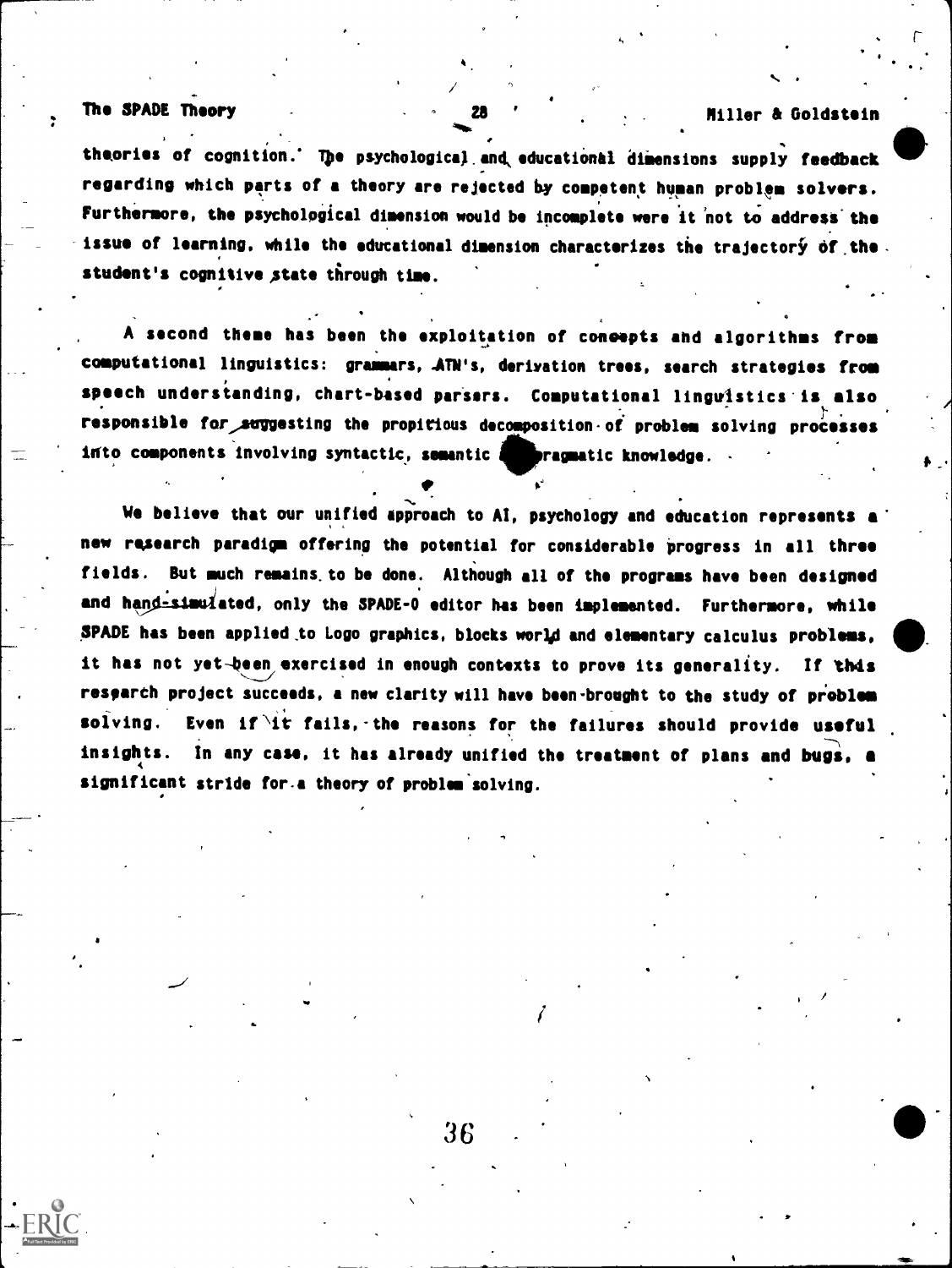theories of cognition. The psychological and educational dimensions supply feedback regarding which parts of a theory are rejected by competent human problem solvers. Furthermore, the psychological dimension would be incomplete were it not to address the issue of learning, while the educational dimension characterizes the trajectory of the student's cognitive state through time.

A second theme has been the exploitation of concepts and algorithms from computational linguistics: grammars, ATN's, derivation trees, search strategies from speech understanding, chart-based parsers. Computational linguistics is also responsible for suggesting the propitious decomposition of problem solving processes into components involving syntactic, semantic and pragmatic knowledge.

We believe that our unified approach to AI, psychology and education represents a new research paradigm offering the potential for considerable progress in all three fields. But much remains to be done. Although all of the programs have been designed and hand-simulated, only the SPADE-0 editor has been implemented. Furthermore, while SPADE has been applied to Logo graphics, blocks world and elementary calculus problems, it has not yet been exercised in enough contexts to prove its generality. If this research project succeeds, a new clarity will have been brought to the study of problem solving. Even if it fails, the reasons for the failures should provide useful insights. In any case, it has already unified the treatment of plans and bugs, a significant stride for a theory of problem solving.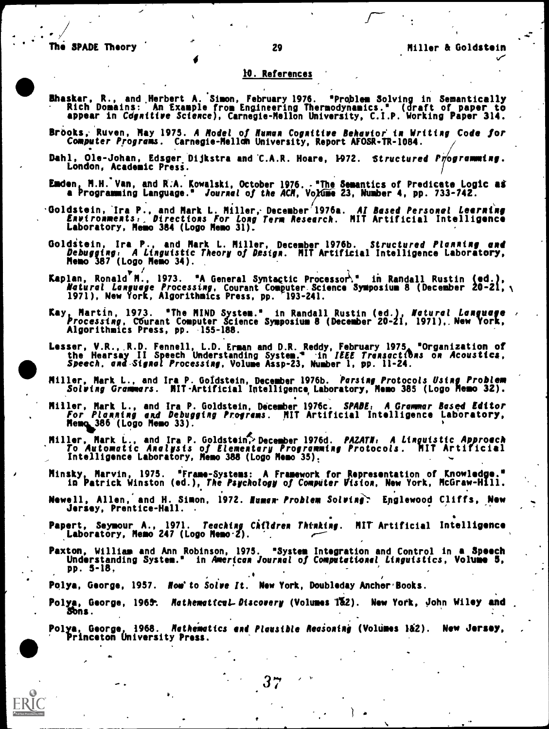## 10. References

Bhaskar, R., and Herbert A. Simon, February 1976. "Problem Solving in Semantically Rich Domains: An Example from Engineering Thermodynamics." (draft of paper to appear in *Cognitive Science*), Carnegie-Mellon University, C.I.P. Working Paper 314.

Brooks, Ruven, May 1975. *A Model of Human Cognitive Behavior in Writing Code for Computer Programs*. Carnegie-Mellon University, Report AFOSR-TR-1084.

Dahl, Ole-Johan, Edsger Dijkstra and C.A.R. Hoare, 1972. *Structured Programming*. London, Academic Press.

Emden, M.H. Van, and R.A. Kowalski, October 1976. "The Semantics of Predicate Logic as a Programming Language." *Journal of the ACM*, Volume 23, Number 4, pp. 733-742.

Goldstein, Ira P., and Mark L. Miller, December 1976a. *AI Based Personal Learning Environments: Directions For Long Term Research*. MIT Artificial Intelligence Laboratory, Memo 384 (Logo Memo 31).

Goldstein, Ira P., and Mark L. Miller, December 1976b. *Structured Planning and Debugging: A Linguistic Theory of Design*. MIT Artificial Intelligence Laboratory, Memo 387 (Logo Memo 34).

Kaplan, Ronald M., 1973. "A General Syntactic Processor." in Randall Rustin (ed.), *Natural Language Processing*, Courant Computer Science Symposium 8 (December 20-21, 1971), New York, Algorithmics Press, pp. 193-241.

Kay, Martin, 1973. "The MIND System." in Randall Rustin (ed.), *Natural Language Processing*, Courant Computer Science Symposium 8 (December 20-21, 1971), New York, Algorithmics Press, pp. 155-188.

Lesser, V.R., R.D. Fennell, L.D. Erman and D.R. Reddy, February 1975. "Organization of the Hearsay II Speech Understanding System." in *IEEE Transactions on Acoustics, Speech, and Signal Processing*, Volume Assp-23, Number 1, pp. 11-24.

Miller, Mark L., and Ira P. Goldstein, December 1976b. *Parsing Protocols Using Problem Solving Grammars*. MIT Artificial Intelligence Laboratory, Memo 385 (Logo Memo 32).

Miller, Mark L., and Ira P. Goldstein, December 1976c. *SPADE: A Grammar Based Editor For Planning and Debugging Programs*. MIT Artificial Intelligence Laboratory, Memo 386 (Logo Memo 33).

Miller, Mark L., and Ira P. Goldstein, December 1976d. *PAZATN: A Linguistic Approach To Automatic Analysis of Elementary Programming Protocols*. MIT Artificial Intelligence Laboratory, Memo 388 (Logo Memo 35).

Minsky, Marvin, 1975. "Frame-Systems: A Framework for Representation of Knowledge." in Patrick Winston (ed.), *The Psychology of Computer Vision*, New York, McGraw-Hill.

Newell, Allen, and H. Simon, 1972. *Human Problem Solving*. Englewood Cliffs, New Jersey, Prentice-Hall.

Papert, Seymour A., 1971. *Teaching Children Thinking*. MIT Artificial Intelligence Laboratory, Memo 247 (Logo Memo 2).

Paxton, William and Ann Robinson, 1975. "System Integration and Control in a Speech Understanding System." in *American Journal of Computational Linguistics*, Volume 5, pp. 5-18.

Polya, George, 1957. *How to Solve It*. New York, Doubleday Anchor Books.

Polya, George, 1965. *Mathematical Discovery* (Volumes 1&2). New York, John Wiley and Sons.

Polya, George, 1968. *Mathematics and Plausible Reasoning* (Volumes 1&2). New Jersey, Princeton University Press.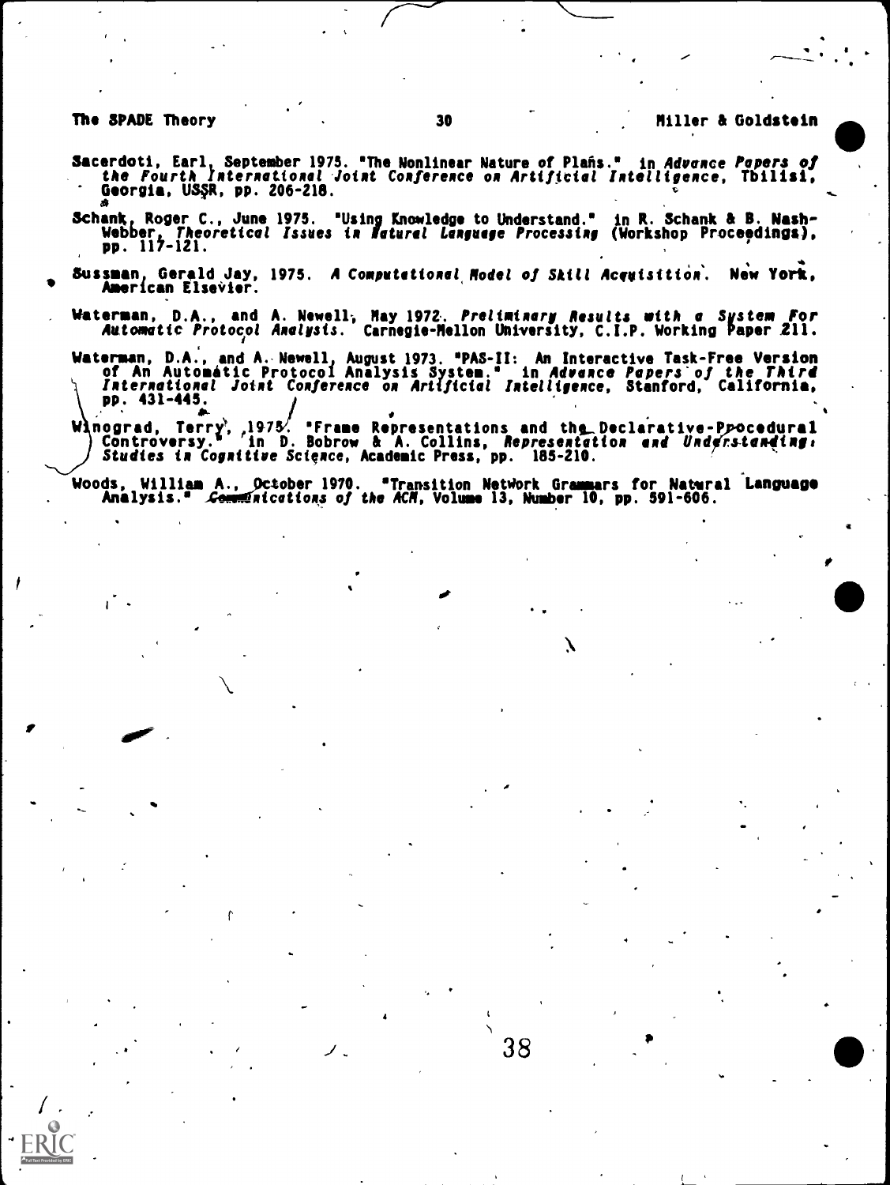Sacerdoti, Earl, September 1975. "The Nonlinear Nature of Plans." in *Advance Papers of the Fourth International Joint Conference on Artificial Intelligence*, Tbilisi, Georgia, USSR, pp. 206-218.

Schank, Roger C., June 1975. "Using Knowledge to Understand." in R. Schank & B. Nash-Webber, *Theoretical Issues in Natural Language Processing* (Workshop Proceedings), pp. 117-121.

Sussman, Gerald Jay, 1975. *A Computational Model of Skill Acquisition*. New York, American Elsevier.

Waterman, D.A., and A. Newell, May 1972. *Preliminary Results with a System For Automatic Protocol Analysis*. Carnegie-Mellon University, C.I.P. Working Paper 211.

Waterman, D.A., and A. Newell, August 1973. "PAS-II: An Interactive Task-Free Version of An Automatic Protocol Analysis System." in *Advance Papers of the Third International Joint Conference on Artificial Intelligence*, Stanford, California, pp. 431-445.

Winograd, Terry, 1975. "Frame Representations and the Declarative-Procedural Controversy." in D. Bobrow & A. Collins, *Representation and Understanding: Studies in Cognitive Science*, Academic Press, pp. 185-210.

Woods, William A., October 1970. "Transition Network Grammars for Natural Language Analysis." *Communications of the ACM*, Volume 13, Number 10, pp. 591-606.